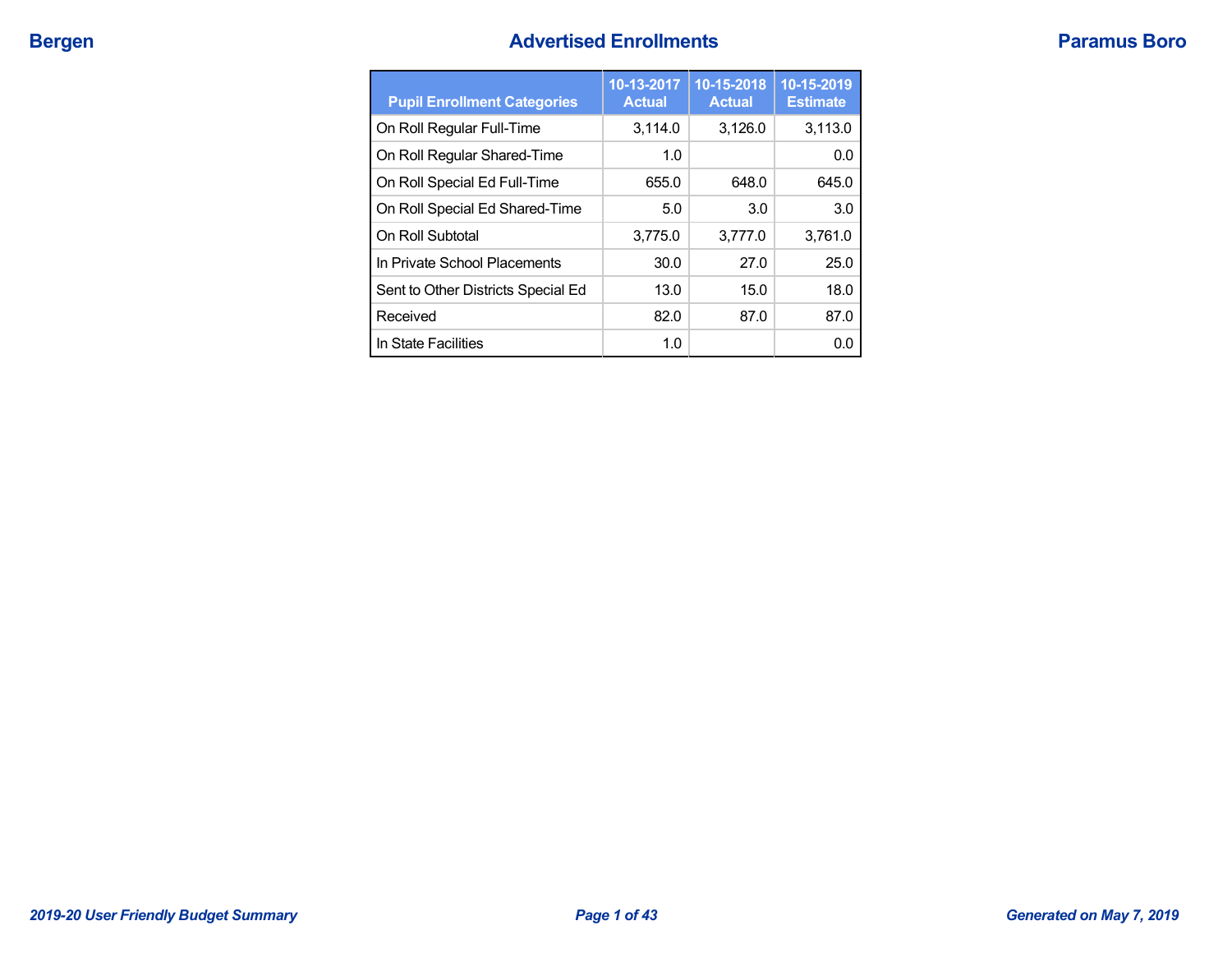Bergen | Paramus Boro

# Advertised Enrollments

| Pupil Enrollment Categories | 10-13-2017 Actual | 10-15-2018 Actual | 10-15-2019 Estimate |
|---|---|---|---|
| On Roll Regular Full-Time | 3,114.0 | 3,126.0 | 3,113.0 |
| On Roll Regular Shared-Time | 1.0 | | 0.0 |
| On Roll Special Ed Full-Time | 655.0 | 648.0 | 645.0 |
| On Roll Special Ed Shared-Time | 5.0 | 3.0 | 3.0 |
| On Roll Subtotal | 3,775.0 | 3,777.0 | 3,761.0 |
| In Private School Placements | 30.0 | 27.0 | 25.0 |
| Sent to Other Districts Special Ed | 13.0 | 15.0 | 18.0 |
| Received | 82.0 | 87.0 | 87.0 |
| In State Facilities | 1.0 | | 0.0 |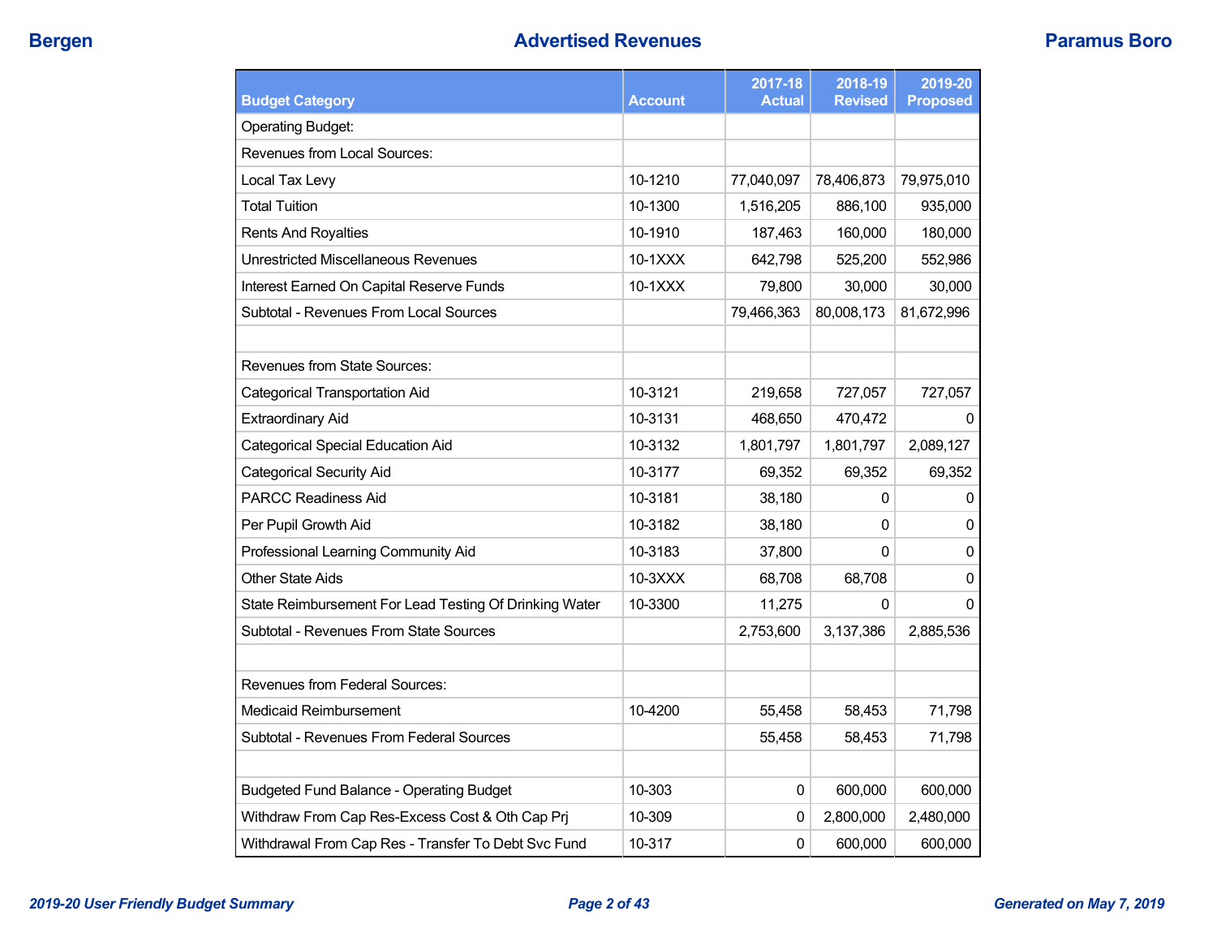# Advertised Revenues

| Budget Category | Account | 2017-18 Actual | 2018-19 Revised | 2019-20 Proposed |
|---|---|---|---|---|
| Operating Budget: | | | | |
| Revenues from Local Sources: | | | | |
| Local Tax Levy | 10-1210 | 77,040,097 | 78,406,873 | 79,975,010 |
| Total Tuition | 10-1300 | 1,516,205 | 886,100 | 935,000 |
| Rents And Royalties | 10-1910 | 187,463 | 160,000 | 180,000 |
| Unrestricted Miscellaneous Revenues | 10-1XXX | 642,798 | 525,200 | 552,986 |
| Interest Earned On Capital Reserve Funds | 10-1XXX | 79,800 | 30,000 | 30,000 |
| Subtotal - Revenues From Local Sources | | 79,466,363 | 80,008,173 | 81,672,996 |
| | | | | |
| Revenues from State Sources: | | | | |
| Categorical Transportation Aid | 10-3121 | 219,658 | 727,057 | 727,057 |
| Extraordinary Aid | 10-3131 | 468,650 | 470,472 | 0 |
| Categorical Special Education Aid | 10-3132 | 1,801,797 | 1,801,797 | 2,089,127 |
| Categorical Security Aid | 10-3177 | 69,352 | 69,352 | 69,352 |
| PARCC Readiness Aid | 10-3181 | 38,180 | 0 | 0 |
| Per Pupil Growth Aid | 10-3182 | 38,180 | 0 | 0 |
| Professional Learning Community Aid | 10-3183 | 37,800 | 0 | 0 |
| Other State Aids | 10-3XXX | 68,708 | 68,708 | 0 |
| State Reimbursement For Lead Testing Of Drinking Water | 10-3300 | 11,275 | 0 | 0 |
| Subtotal - Revenues From State Sources | | 2,753,600 | 3,137,386 | 2,885,536 |
| | | | | |
| Revenues from Federal Sources: | | | | |
| Medicaid Reimbursement | 10-4200 | 55,458 | 58,453 | 71,798 |
| Subtotal - Revenues From Federal Sources | | 55,458 | 58,453 | 71,798 |
| | | | | |
| Budgeted Fund Balance - Operating Budget | 10-303 | 0 | 600,000 | 600,000 |
| Withdraw From Cap Res-Excess Cost & Oth Cap Prj | 10-309 | 0 | 2,800,000 | 2,480,000 |
| Withdrawal From Cap Res - Transfer To Debt Svc Fund | 10-317 | 0 | 600,000 | 600,000 |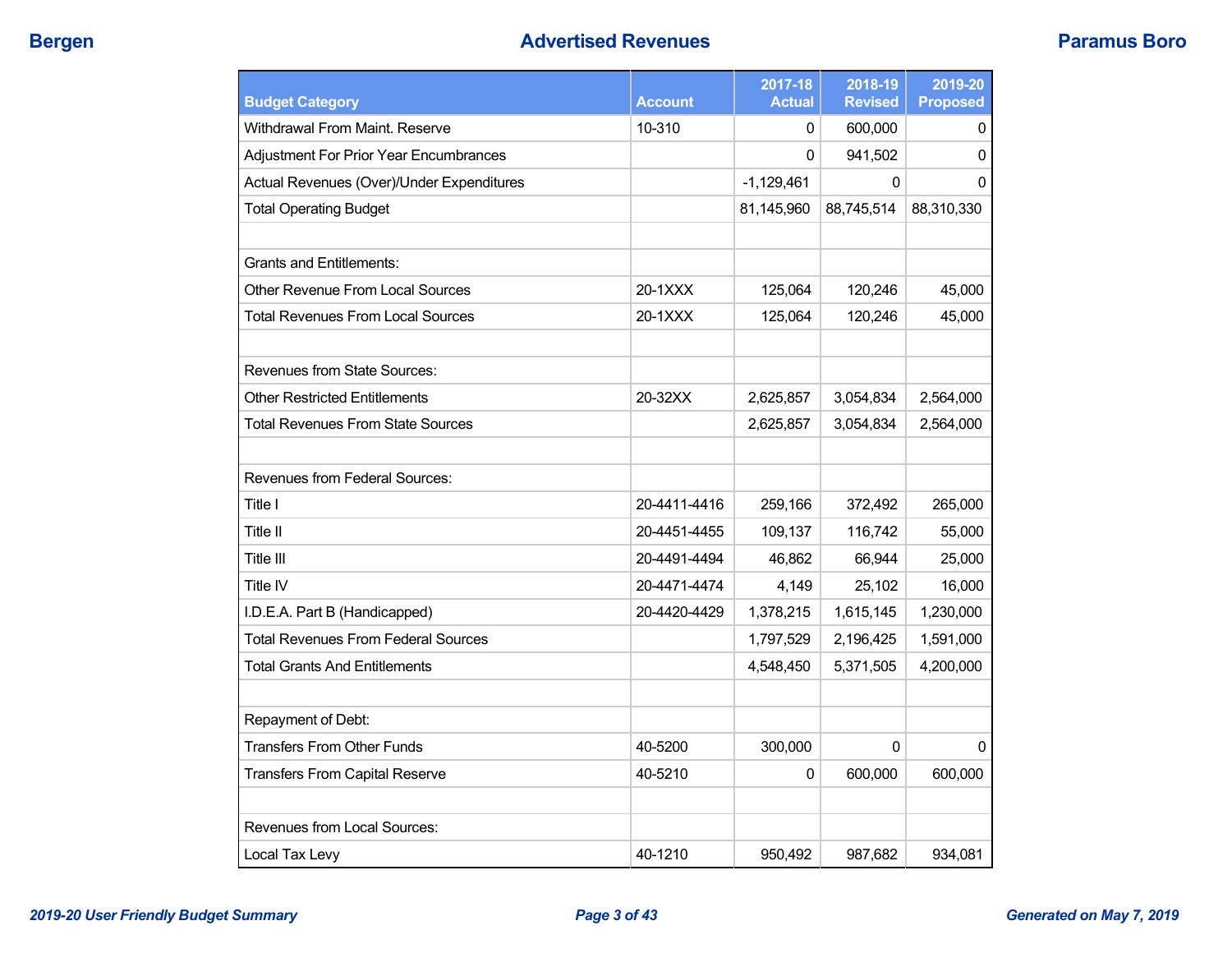| Budget Category | Account | 2017-18 Actual | 2018-19 Revised | 2019-20 Proposed |
|---|---|---|---|---|
| Withdrawal From Maint. Reserve | 10-310 | 0 | 600,000 | 0 |
| Adjustment For Prior Year Encumbrances | | 0 | 941,502 | 0 |
| Actual Revenues (Over)/Under Expenditures | | -1,129,461 | 0 | 0 |
| Total Operating Budget | | 81,145,960 | 88,745,514 | 88,310,330 |
| | | | | |
| Grants and Entitlements: | | | | |
| Other Revenue From Local Sources | 20-1XXX | 125,064 | 120,246 | 45,000 |
| Total Revenues From Local Sources | 20-1XXX | 125,064 | 120,246 | 45,000 |
| | | | | |
| Revenues from State Sources: | | | | |
| Other Restricted Entitlements | 20-32XX | 2,625,857 | 3,054,834 | 2,564,000 |
| Total Revenues From State Sources | | 2,625,857 | 3,054,834 | 2,564,000 |
| | | | | |
| Revenues from Federal Sources: | | | | |
| Title I | 20-4411-4416 | 259,166 | 372,492 | 265,000 |
| Title II | 20-4451-4455 | 109,137 | 116,742 | 55,000 |
| Title III | 20-4491-4494 | 46,862 | 66,944 | 25,000 |
| Title IV | 20-4471-4474 | 4,149 | 25,102 | 16,000 |
| I.D.E.A. Part B (Handicapped) | 20-4420-4429 | 1,378,215 | 1,615,145 | 1,230,000 |
| Total Revenues From Federal Sources | | 1,797,529 | 2,196,425 | 1,591,000 |
| Total Grants And Entitlements | | 4,548,450 | 5,371,505 | 4,200,000 |
| | | | | |
| Repayment of Debt: | | | | |
| Transfers From Other Funds | 40-5200 | 300,000 | 0 | 0 |
| Transfers From Capital Reserve | 40-5210 | 0 | 600,000 | 600,000 |
| | | | | |
| Revenues from Local Sources: | | | | |
| Local Tax Levy | 40-1210 | 950,492 | 987,682 | 934,081 |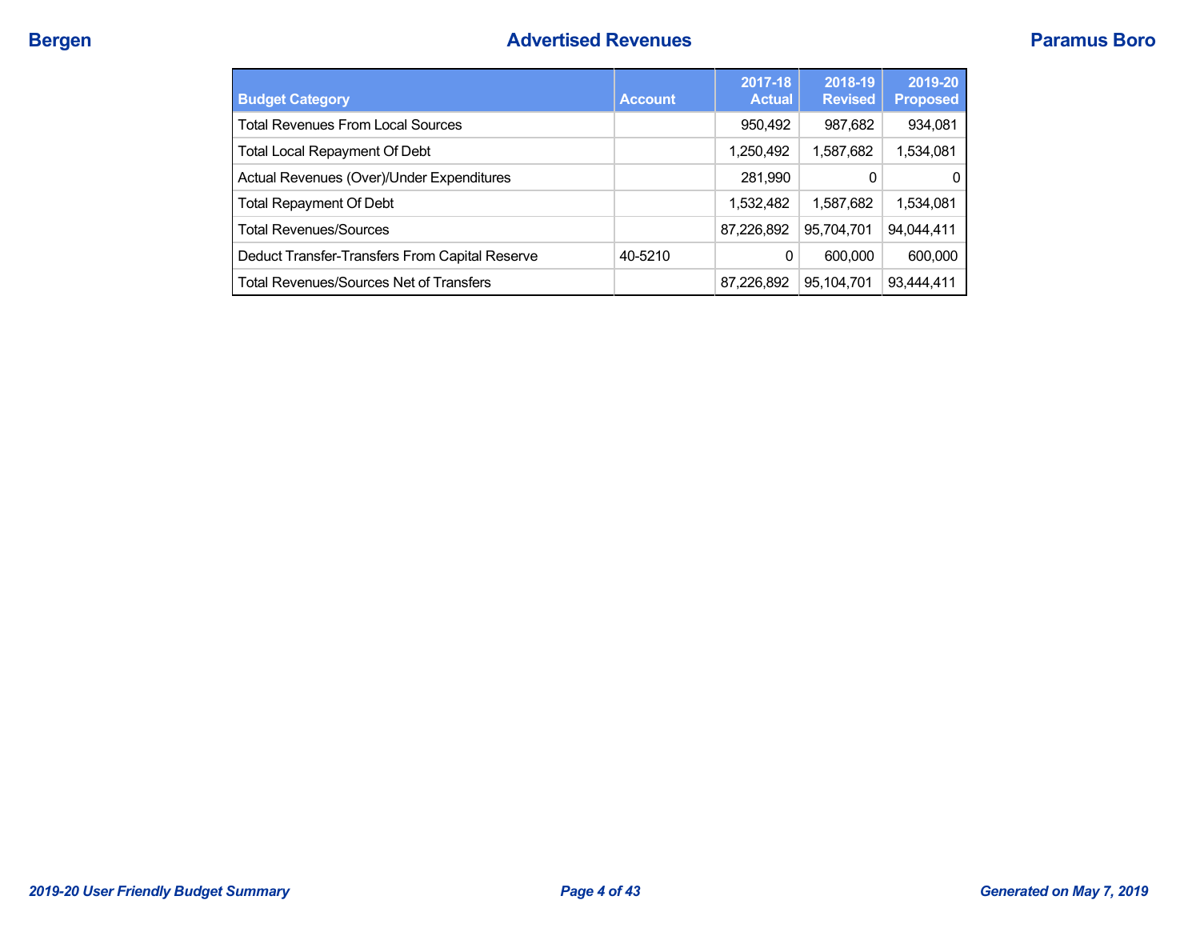# Advertised Revenues

| Budget Category | Account | 2017-18 Actual | 2018-19 Revised | 2019-20 Proposed |
|---|---|---|---|---|
| Total Revenues From Local Sources | | 950,492 | 987,682 | 934,081 |
| Total Local Repayment Of Debt | | 1,250,492 | 1,587,682 | 1,534,081 |
| Actual Revenues (Over)/Under Expenditures | | 281,990 | 0 | 0 |
| Total Repayment Of Debt | | 1,532,482 | 1,587,682 | 1,534,081 |
| Total Revenues/Sources | | 87,226,892 | 95,704,701 | 94,044,411 |
| Deduct Transfer-Transfers From Capital Reserve | 40-5210 | 0 | 600,000 | 600,000 |
| Total Revenues/Sources Net of Transfers | | 87,226,892 | 95,104,701 | 93,444,411 |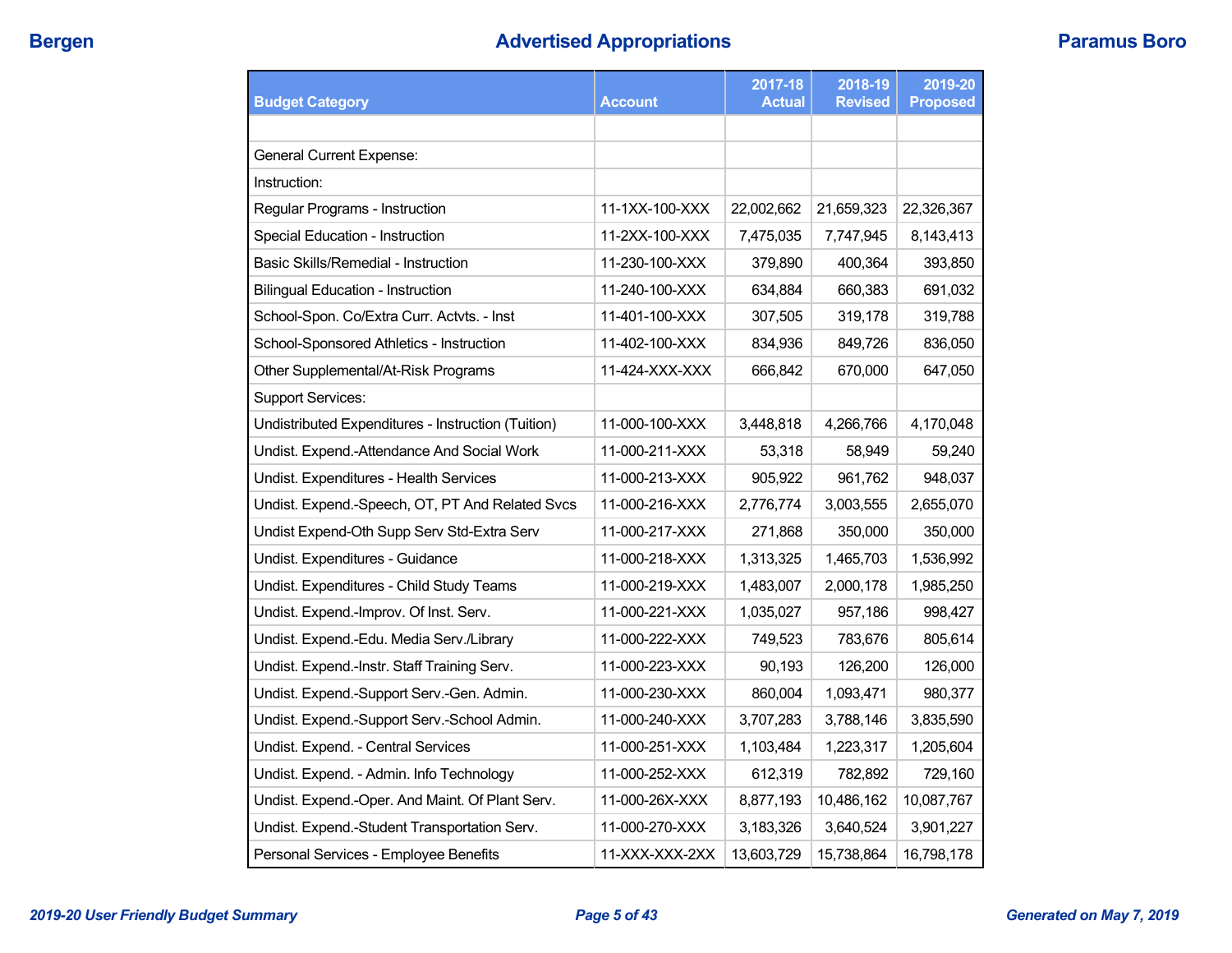# Advertised Appropriations

| Budget Category | Account | 2017-18 Actual | 2018-19 Revised | 2019-20 Proposed |
|---|---|---|---|---|
| | | | | |
| General Current Expense: | | | | |
| Instruction: | | | | |
| Regular Programs - Instruction | 11-1XX-100-XXX | 22,002,662 | 21,659,323 | 22,326,367 |
| Special Education - Instruction | 11-2XX-100-XXX | 7,475,035 | 7,747,945 | 8,143,413 |
| Basic Skills/Remedial - Instruction | 11-230-100-XXX | 379,890 | 400,364 | 393,850 |
| Bilingual Education - Instruction | 11-240-100-XXX | 634,884 | 660,383 | 691,032 |
| School-Spon. Co/Extra Curr. Actvts. - Inst | 11-401-100-XXX | 307,505 | 319,178 | 319,788 |
| School-Sponsored Athletics - Instruction | 11-402-100-XXX | 834,936 | 849,726 | 836,050 |
| Other Supplemental/At-Risk Programs | 11-424-XXX-XXX | 666,842 | 670,000 | 647,050 |
| Support Services: | | | | |
| Undistributed Expenditures - Instruction (Tuition) | 11-000-100-XXX | 3,448,818 | 4,266,766 | 4,170,048 |
| Undist. Expend.-Attendance And Social Work | 11-000-211-XXX | 53,318 | 58,949 | 59,240 |
| Undist. Expenditures - Health Services | 11-000-213-XXX | 905,922 | 961,762 | 948,037 |
| Undist. Expend.-Speech, OT, PT And Related Svcs | 11-000-216-XXX | 2,776,774 | 3,003,555 | 2,655,070 |
| Undist Expend-Oth Supp Serv Std-Extra Serv | 11-000-217-XXX | 271,868 | 350,000 | 350,000 |
| Undist. Expenditures - Guidance | 11-000-218-XXX | 1,313,325 | 1,465,703 | 1,536,992 |
| Undist. Expenditures - Child Study Teams | 11-000-219-XXX | 1,483,007 | 2,000,178 | 1,985,250 |
| Undist. Expend.-Improv. Of Inst. Serv. | 11-000-221-XXX | 1,035,027 | 957,186 | 998,427 |
| Undist. Expend.-Edu. Media Serv./Library | 11-000-222-XXX | 749,523 | 783,676 | 805,614 |
| Undist. Expend.-Instr. Staff Training Serv. | 11-000-223-XXX | 90,193 | 126,200 | 126,000 |
| Undist. Expend.-Support Serv.-Gen. Admin. | 11-000-230-XXX | 860,004 | 1,093,471 | 980,377 |
| Undist. Expend.-Support Serv.-School Admin. | 11-000-240-XXX | 3,707,283 | 3,788,146 | 3,835,590 |
| Undist. Expend. - Central Services | 11-000-251-XXX | 1,103,484 | 1,223,317 | 1,205,604 |
| Undist. Expend. - Admin. Info Technology | 11-000-252-XXX | 612,319 | 782,892 | 729,160 |
| Undist. Expend.-Oper. And Maint. Of Plant Serv. | 11-000-26X-XXX | 8,877,193 | 10,486,162 | 10,087,767 |
| Undist. Expend.-Student Transportation Serv. | 11-000-270-XXX | 3,183,326 | 3,640,524 | 3,901,227 |
| Personal Services - Employee Benefits | 11-XXX-XXX-2XX | 13,603,729 | 15,738,864 | 16,798,178 |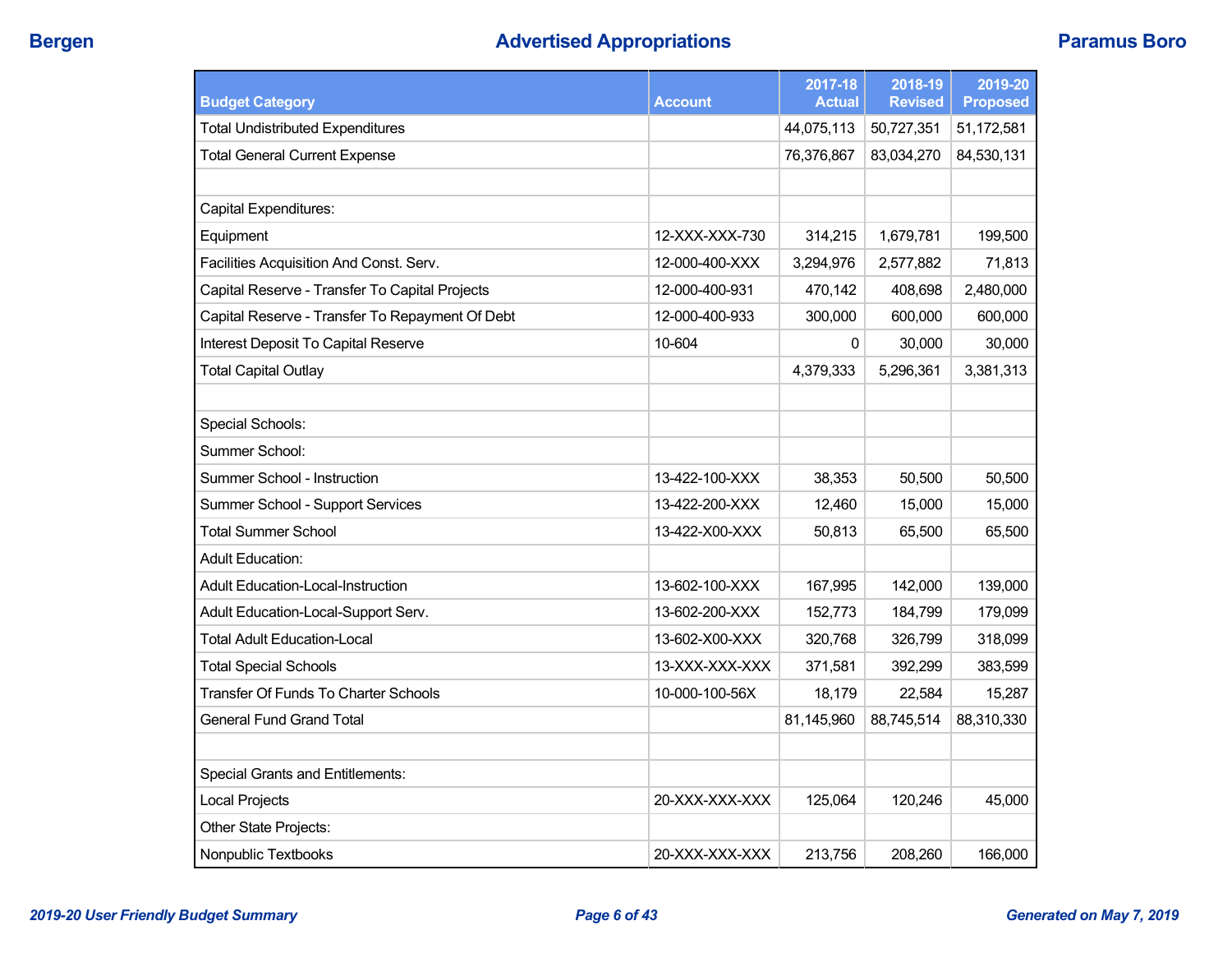| Budget Category | Account | 2017-18 Actual | 2018-19 Revised | 2019-20 Proposed |
|---|---|---|---|---|
| Total Undistributed Expenditures | | 44,075,113 | 50,727,351 | 51,172,581 |
| Total General Current Expense | | 76,376,867 | 83,034,270 | 84,530,131 |
| | | | | |
| Capital Expenditures: | | | | |
| Equipment | 12-XXX-XXX-730 | 314,215 | 1,679,781 | 199,500 |
| Facilities Acquisition And Const. Serv. | 12-000-400-XXX | 3,294,976 | 2,577,882 | 71,813 |
| Capital Reserve - Transfer To Capital Projects | 12-000-400-931 | 470,142 | 408,698 | 2,480,000 |
| Capital Reserve - Transfer To Repayment Of Debt | 12-000-400-933 | 300,000 | 600,000 | 600,000 |
| Interest Deposit To Capital Reserve | 10-604 | 0 | 30,000 | 30,000 |
| Total Capital Outlay | | 4,379,333 | 5,296,361 | 3,381,313 |
| | | | | |
| Special Schools: | | | | |
| Summer School: | | | | |
| Summer School - Instruction | 13-422-100-XXX | 38,353 | 50,500 | 50,500 |
| Summer School - Support Services | 13-422-200-XXX | 12,460 | 15,000 | 15,000 |
| Total Summer School | 13-422-X00-XXX | 50,813 | 65,500 | 65,500 |
| Adult Education: | | | | |
| Adult Education-Local-Instruction | 13-602-100-XXX | 167,995 | 142,000 | 139,000 |
| Adult Education-Local-Support Serv. | 13-602-200-XXX | 152,773 | 184,799 | 179,099 |
| Total Adult Education-Local | 13-602-X00-XXX | 320,768 | 326,799 | 318,099 |
| Total Special Schools | 13-XXX-XXX-XXX | 371,581 | 392,299 | 383,599 |
| Transfer Of Funds To Charter Schools | 10-000-100-56X | 18,179 | 22,584 | 15,287 |
| General Fund Grand Total | | 81,145,960 | 88,745,514 | 88,310,330 |
| | | | | |
| Special Grants and Entitlements: | | | | |
| Local Projects | 20-XXX-XXX-XXX | 125,064 | 120,246 | 45,000 |
| Other State Projects: | | | | |
| Nonpublic Textbooks | 20-XXX-XXX-XXX | 213,756 | 208,260 | 166,000 |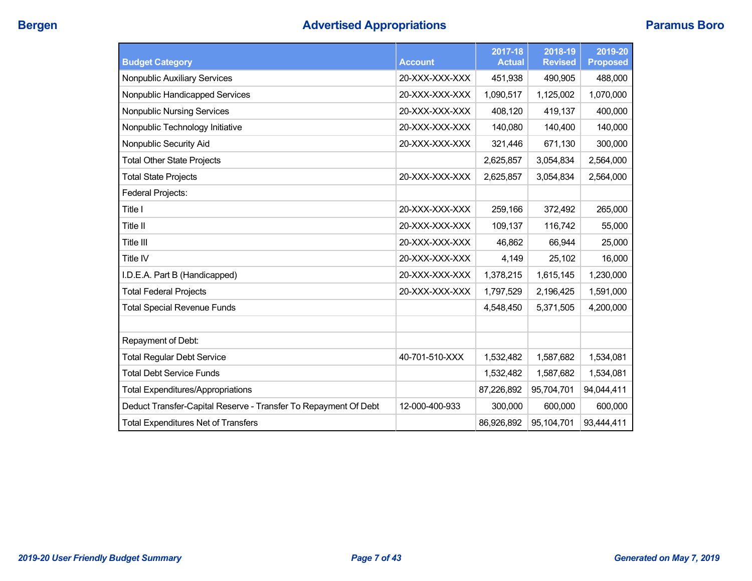| Budget Category | Account | 2017-18 Actual | 2018-19 Revised | 2019-20 Proposed |
|---|---|---|---|---|
| Nonpublic Auxiliary Services | 20-XXX-XXX-XXX | 451,938 | 490,905 | 488,000 |
| Nonpublic Handicapped Services | 20-XXX-XXX-XXX | 1,090,517 | 1,125,002 | 1,070,000 |
| Nonpublic Nursing Services | 20-XXX-XXX-XXX | 408,120 | 419,137 | 400,000 |
| Nonpublic Technology Initiative | 20-XXX-XXX-XXX | 140,080 | 140,400 | 140,000 |
| Nonpublic Security Aid | 20-XXX-XXX-XXX | 321,446 | 671,130 | 300,000 |
| Total Other State Projects | | 2,625,857 | 3,054,834 | 2,564,000 |
| Total State Projects | 20-XXX-XXX-XXX | 2,625,857 | 3,054,834 | 2,564,000 |
| Federal Projects: | | | | |
| Title I | 20-XXX-XXX-XXX | 259,166 | 372,492 | 265,000 |
| Title II | 20-XXX-XXX-XXX | 109,137 | 116,742 | 55,000 |
| Title III | 20-XXX-XXX-XXX | 46,862 | 66,944 | 25,000 |
| Title IV | 20-XXX-XXX-XXX | 4,149 | 25,102 | 16,000 |
| I.D.E.A. Part B (Handicapped) | 20-XXX-XXX-XXX | 1,378,215 | 1,615,145 | 1,230,000 |
| Total Federal Projects | 20-XXX-XXX-XXX | 1,797,529 | 2,196,425 | 1,591,000 |
| Total Special Revenue Funds | | 4,548,450 | 5,371,505 | 4,200,000 |
| | | | | |
| Repayment of Debt: | | | | |
| Total Regular Debt Service | 40-701-510-XXX | 1,532,482 | 1,587,682 | 1,534,081 |
| Total Debt Service Funds | | 1,532,482 | 1,587,682 | 1,534,081 |
| Total Expenditures/Appropriations | | 87,226,892 | 95,704,701 | 94,044,411 |
| Deduct Transfer-Capital Reserve - Transfer To Repayment Of Debt | 12-000-400-933 | 300,000 | 600,000 | 600,000 |
| Total Expenditures Net of Transfers | | 86,926,892 | 95,104,701 | 93,444,411 |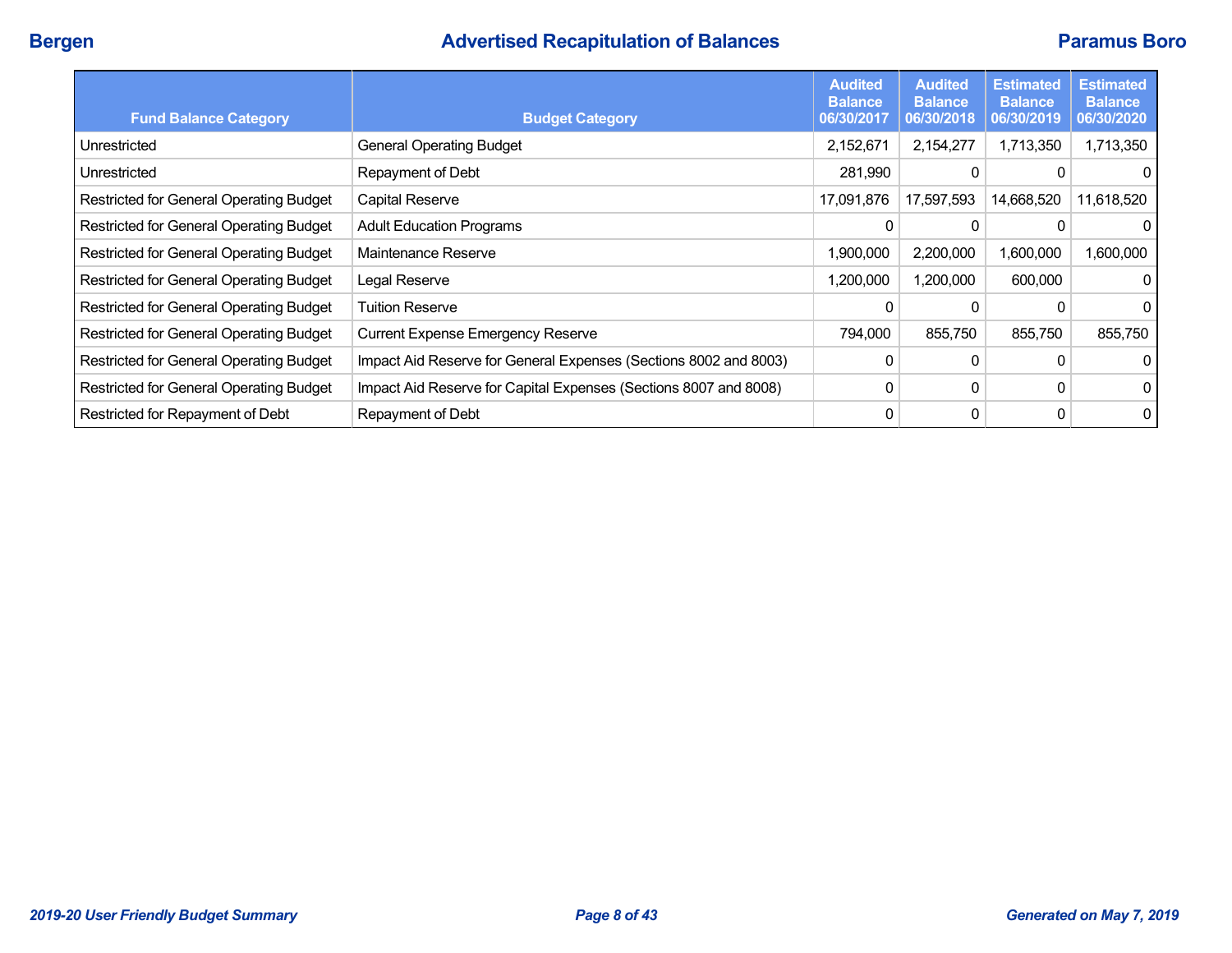## Advertised Recapitulation of Balances

| Fund Balance Category | Budget Category | Audited Balance 06/30/2017 | Audited Balance 06/30/2018 | Estimated Balance 06/30/2019 | Estimated Balance 06/30/2020 |
| --- | --- | --- | --- | --- | --- |
| Unrestricted | General Operating Budget | 2,152,671 | 2,154,277 | 1,713,350 | 1,713,350 |
| Unrestricted | Repayment of Debt | 281,990 | 0 | 0 | 0 |
| Restricted for General Operating Budget | Capital Reserve | 17,091,876 | 17,597,593 | 14,668,520 | 11,618,520 |
| Restricted for General Operating Budget | Adult Education Programs | 0 | 0 | 0 | 0 |
| Restricted for General Operating Budget | Maintenance Reserve | 1,900,000 | 2,200,000 | 1,600,000 | 1,600,000 |
| Restricted for General Operating Budget | Legal Reserve | 1,200,000 | 1,200,000 | 600,000 | 0 |
| Restricted for General Operating Budget | Tuition Reserve | 0 | 0 | 0 | 0 |
| Restricted for General Operating Budget | Current Expense Emergency Reserve | 794,000 | 855,750 | 855,750 | 855,750 |
| Restricted for General Operating Budget | Impact Aid Reserve for General Expenses (Sections 8002 and 8003) | 0 | 0 | 0 | 0 |
| Restricted for General Operating Budget | Impact Aid Reserve for Capital Expenses (Sections 8007 and 8008) | 0 | 0 | 0 | 0 |
| Restricted for Repayment of Debt | Repayment of Debt | 0 | 0 | 0 | 0 |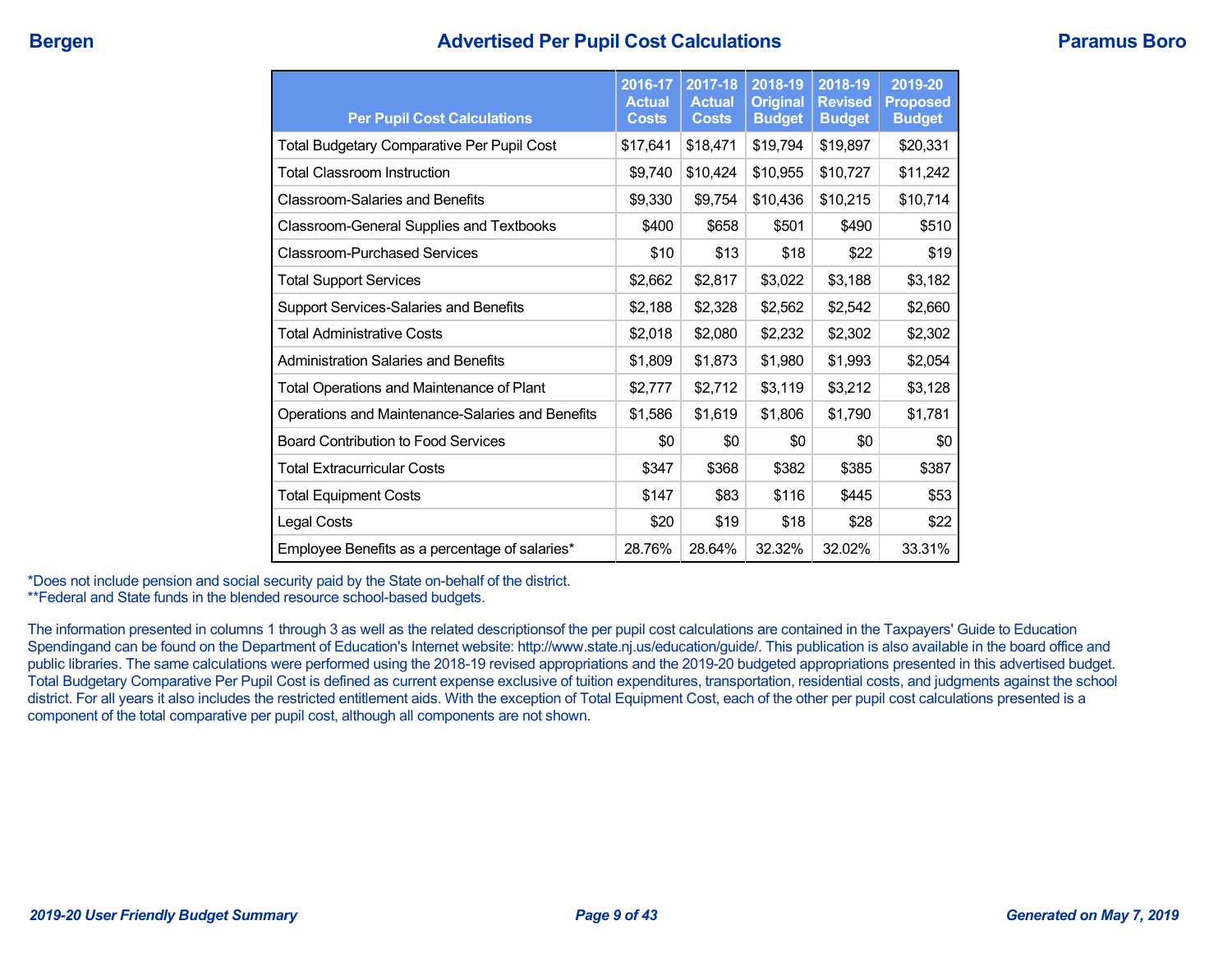# Advertised Per Pupil Cost Calculations

| Per Pupil Cost Calculations | 2016-17 Actual Costs | 2017-18 Actual Costs | 2018-19 Original Budget | 2018-19 Revised Budget | 2019-20 Proposed Budget |
|---|---|---|---|---|---|
| Total Budgetary Comparative Per Pupil Cost | $17,641 | $18,471 | $19,794 | $19,897 | $20,331 |
| Total Classroom Instruction | $9,740 | $10,424 | $10,955 | $10,727 | $11,242 |
| Classroom-Salaries and Benefits | $9,330 | $9,754 | $10,436 | $10,215 | $10,714 |
| Classroom-General Supplies and Textbooks | $400 | $658 | $501 | $490 | $510 |
| Classroom-Purchased Services | $10 | $13 | $18 | $22 | $19 |
| Total Support Services | $2,662 | $2,817 | $3,022 | $3,188 | $3,182 |
| Support Services-Salaries and Benefits | $2,188 | $2,328 | $2,562 | $2,542 | $2,660 |
| Total Administrative Costs | $2,018 | $2,080 | $2,232 | $2,302 | $2,302 |
| Administration Salaries and Benefits | $1,809 | $1,873 | $1,980 | $1,993 | $2,054 |
| Total Operations and Maintenance of Plant | $2,777 | $2,712 | $3,119 | $3,212 | $3,128 |
| Operations and Maintenance-Salaries and Benefits | $1,586 | $1,619 | $1,806 | $1,790 | $1,781 |
| Board Contribution to Food Services | $0 | $0 | $0 | $0 | $0 |
| Total Extracurricular Costs | $347 | $368 | $382 | $385 | $387 |
| Total Equipment Costs | $147 | $83 | $116 | $445 | $53 |
| Legal Costs | $20 | $19 | $18 | $28 | $22 |
| Employee Benefits as a percentage of salaries* | 28.76% | 28.64% | 32.32% | 32.02% | 33.31% |

*Does not include pension and social security paid by the State on-behalf of the district.
**Federal and State funds in the blended resource school-based budgets.

The information presented in columns 1 through 3 as well as the related descriptionsof the per pupil cost calculations are contained in the Taxpayers' Guide to Education Spendingand can be found on the Department of Education's Internet website: http://www.state.nj.us/education/guide/. This publication is also available in the board office and public libraries. The same calculations were performed using the 2018-19 revised appropriations and the 2019-20 budgeted appropriations presented in this advertised budget. Total Budgetary Comparative Per Pupil Cost is defined as current expense exclusive of tuition expenditures, transportation, residential costs, and judgments against the school district. For all years it also includes the restricted entitlement aids. With the exception of Total Equipment Cost, each of the other per pupil cost calculations presented is a component of the total comparative per pupil cost, although all components are not shown.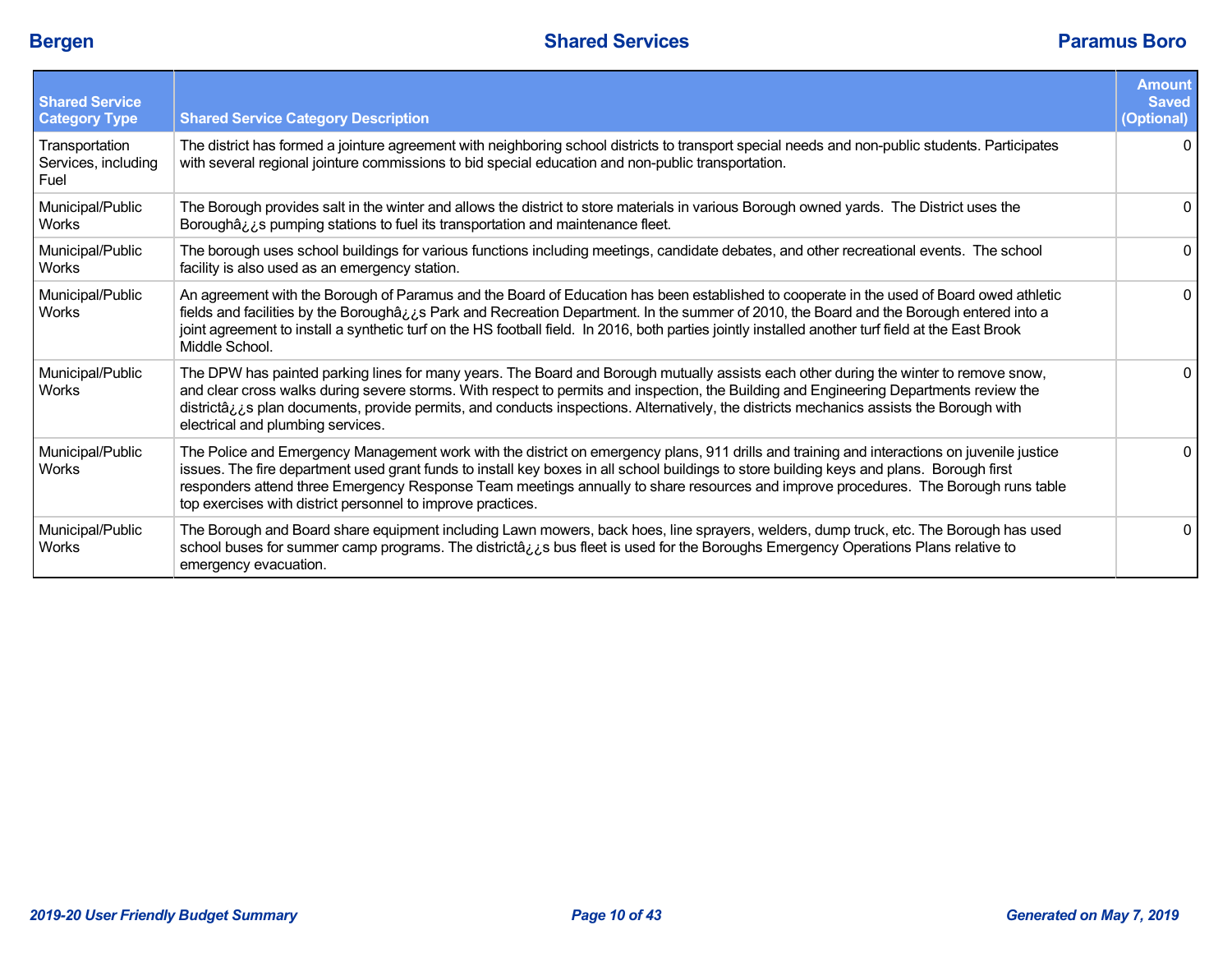| Shared Service Category Type | Shared Service Category Description | Amount Saved (Optional) |
|---|---|---|
| Transportation Services, including Fuel | The district has formed a jointure agreement with neighboring school districts to transport special needs and non-public students. Participates with several regional jointure commissions to bid special education and non-public transportation. | 0 |
| Municipal/Public Works | The Borough provides salt in the winter and allows the district to store materials in various Borough owned yards. The District uses the Boroughâ¿¿s pumping stations to fuel its transportation and maintenance fleet. | 0 |
| Municipal/Public Works | The borough uses school buildings for various functions including meetings, candidate debates, and other recreational events. The school facility is also used as an emergency station. | 0 |
| Municipal/Public Works | An agreement with the Borough of Paramus and the Board of Education has been established to cooperate in the used of Board owed athletic fields and facilities by the Boroughâ¿¿s Park and Recreation Department. In the summer of 2010, the Board and the Borough entered into a joint agreement to install a synthetic turf on the HS football field. In 2016, both parties jointly installed another turf field at the East Brook Middle School. | 0 |
| Municipal/Public Works | The DPW has painted parking lines for many years. The Board and Borough mutually assists each other during the winter to remove snow, and clear cross walks during severe storms. With respect to permits and inspection, the Building and Engineering Departments review the districtâ¿¿s plan documents, provide permits, and conducts inspections. Alternatively, the districts mechanics assists the Borough with electrical and plumbing services. | 0 |
| Municipal/Public Works | The Police and Emergency Management work with the district on emergency plans, 911 drills and training and interactions on juvenile justice issues. The fire department used grant funds to install key boxes in all school buildings to store building keys and plans. Borough first responders attend three Emergency Response Team meetings annually to share resources and improve procedures. The Borough runs table top exercises with district personnel to improve practices. | 0 |
| Municipal/Public Works | The Borough and Board share equipment including Lawn mowers, back hoes, line sprayers, welders, dump truck, etc. The Borough has used school buses for summer camp programs. The districtâ¿¿s bus fleet is used for the Boroughs Emergency Operations Plans relative to emergency evacuation. | 0 |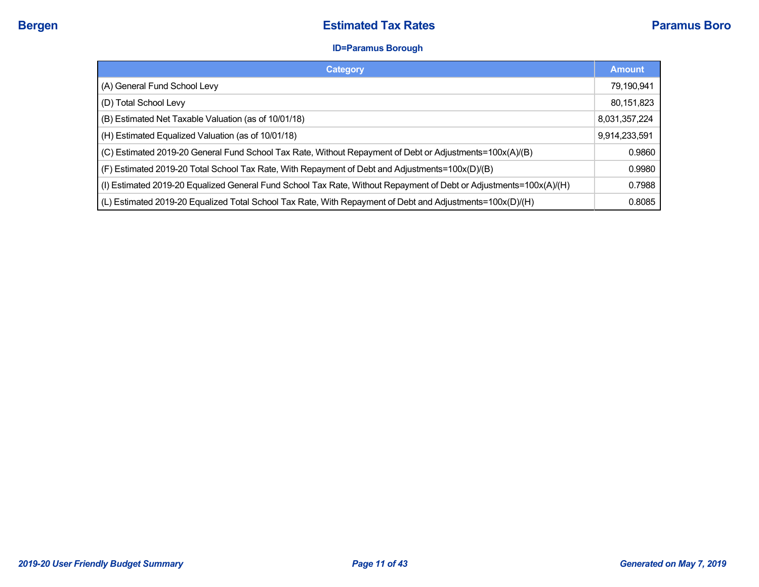# Estimated Tax Rates

**ID=Paramus Borough**

| Category | Amount |
|---|---|
| (A) General Fund School Levy | 79,190,941 |
| (D) Total School Levy | 80,151,823 |
| (B) Estimated Net Taxable Valuation (as of 10/01/18) | 8,031,357,224 |
| (H) Estimated Equalized Valuation (as of 10/01/18) | 9,914,233,591 |
| (C) Estimated 2019-20 General Fund School Tax Rate, Without Repayment of Debt or Adjustments=100x(A)/(B) | 0.9860 |
| (F) Estimated 2019-20 Total School Tax Rate, With Repayment of Debt and Adjustments=100x(D)/(B) | 0.9980 |
| (I) Estimated 2019-20 Equalized General Fund School Tax Rate, Without Repayment of Debt or Adjustments=100x(A)/(H) | 0.7988 |
| (L) Estimated 2019-20 Equalized Total School Tax Rate, With Repayment of Debt and Adjustments=100x(D)/(H) | 0.8085 |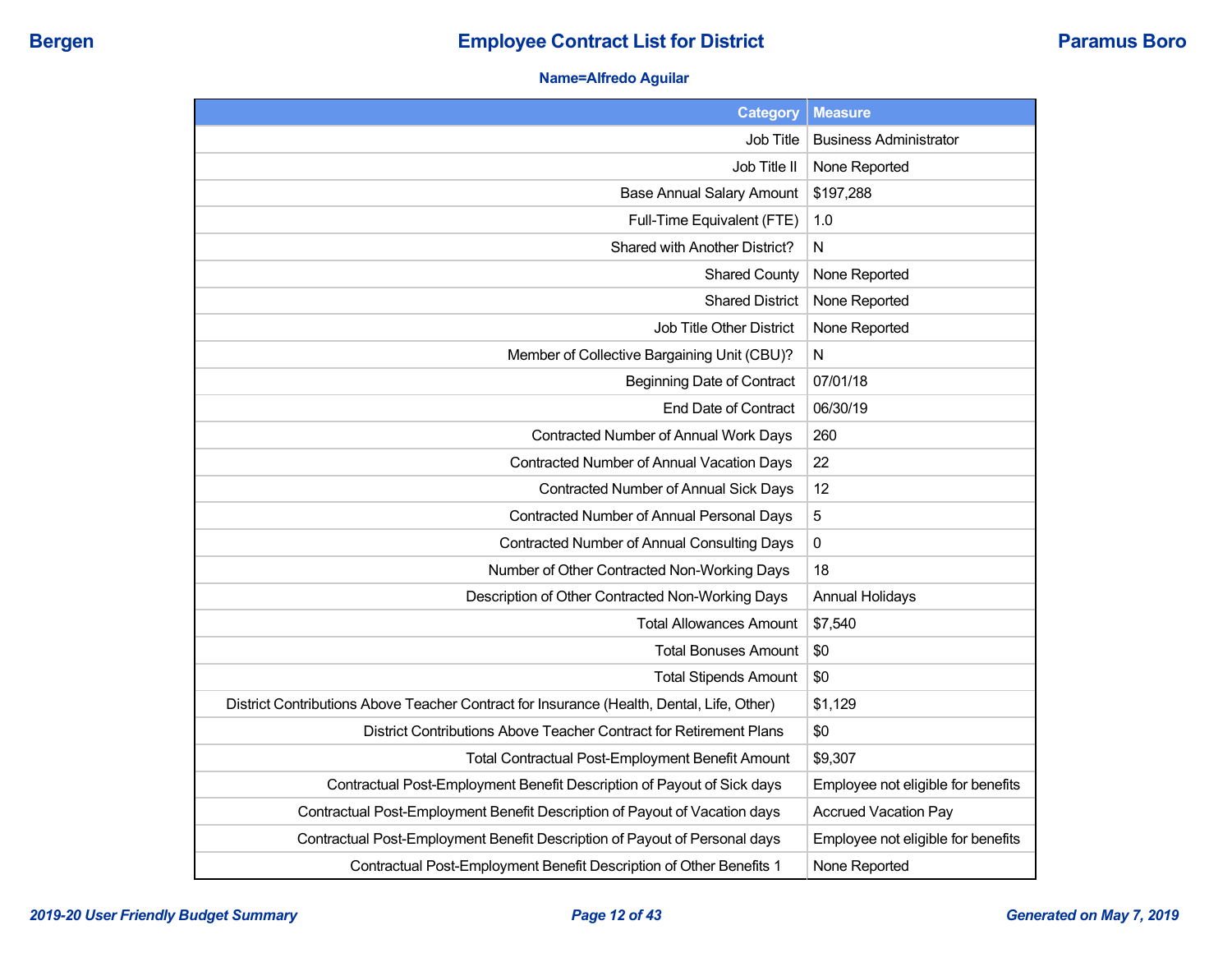**Bergen** | **Employee Contract List for District** | **Paramus Boro**

**Name=Alfredo Aguilar**

| Category | Measure |
|---|---|
| Job Title | Business Administrator |
| Job Title II | None Reported |
| Base Annual Salary Amount | $197,288 |
| Full-Time Equivalent (FTE) | 1.0 |
| Shared with Another District? | N |
| Shared County | None Reported |
| Shared District | None Reported |
| Job Title Other District | None Reported |
| Member of Collective Bargaining Unit (CBU)? | N |
| Beginning Date of Contract | 07/01/18 |
| End Date of Contract | 06/30/19 |
| Contracted Number of Annual Work Days | 260 |
| Contracted Number of Annual Vacation Days | 22 |
| Contracted Number of Annual Sick Days | 12 |
| Contracted Number of Annual Personal Days | 5 |
| Contracted Number of Annual Consulting Days | 0 |
| Number of Other Contracted Non-Working Days | 18 |
| Description of Other Contracted Non-Working Days | Annual Holidays |
| Total Allowances Amount | $7,540 |
| Total Bonuses Amount | $0 |
| Total Stipends Amount | $0 |
| District Contributions Above Teacher Contract for Insurance (Health, Dental, Life, Other) | $1,129 |
| District Contributions Above Teacher Contract for Retirement Plans | $0 |
| Total Contractual Post-Employment Benefit Amount | $9,307 |
| Contractual Post-Employment Benefit Description of Payout of Sick days | Employee not eligible for benefits |
| Contractual Post-Employment Benefit Description of Payout of Vacation days | Accrued Vacation Pay |
| Contractual Post-Employment Benefit Description of Payout of Personal days | Employee not eligible for benefits |
| Contractual Post-Employment Benefit Description of Other Benefits 1 | None Reported |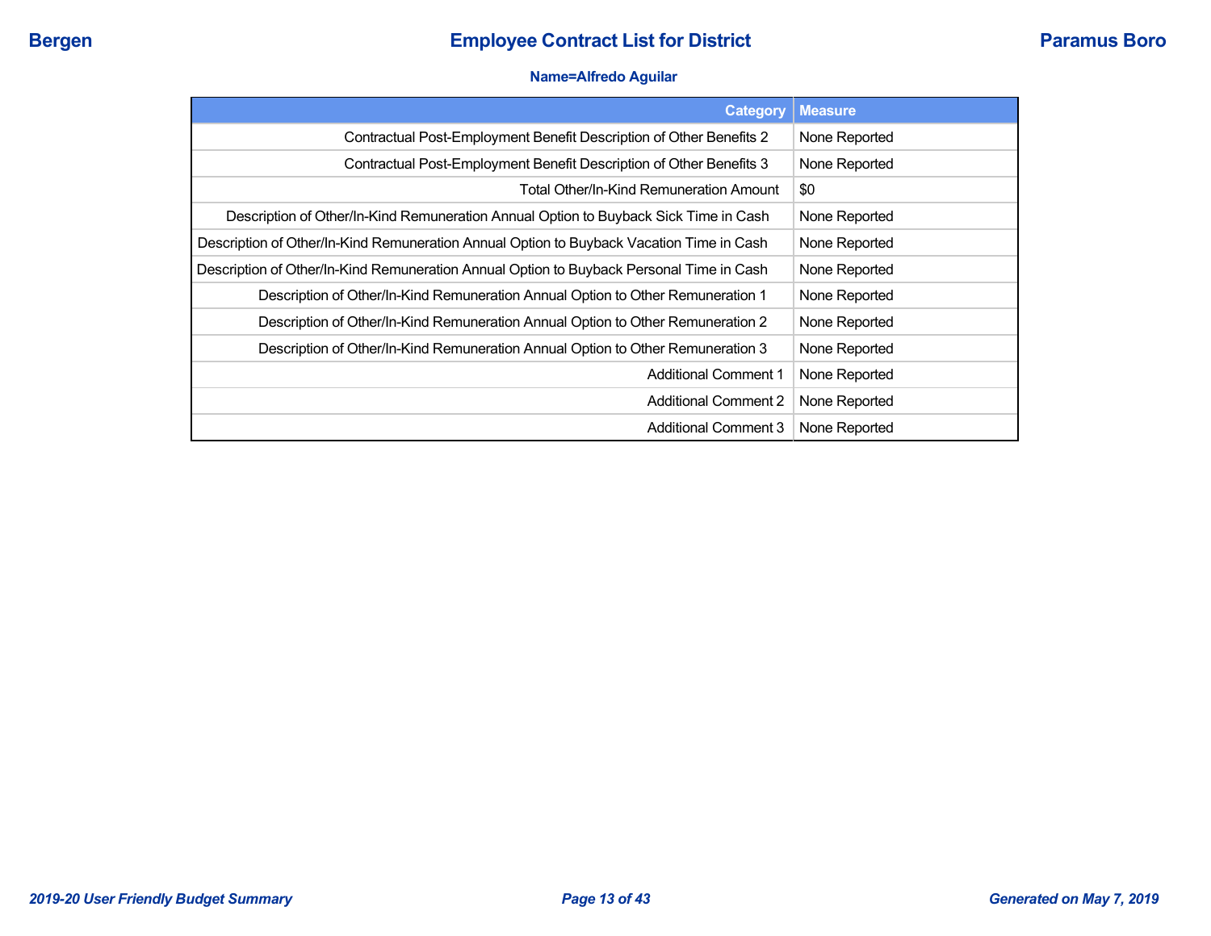# Employee Contract List for District

**Bergen** | **Paramus Boro**

**Name=Alfredo Aguilar**

| Category | Measure |
|---|---|
| Contractual Post-Employment Benefit Description of Other Benefits 2 | None Reported |
| Contractual Post-Employment Benefit Description of Other Benefits 3 | None Reported |
| Total Other/In-Kind Remuneration Amount | $0 |
| Description of Other/In-Kind Remuneration Annual Option to Buyback Sick Time in Cash | None Reported |
| Description of Other/In-Kind Remuneration Annual Option to Buyback Vacation Time in Cash | None Reported |
| Description of Other/In-Kind Remuneration Annual Option to Buyback Personal Time in Cash | None Reported |
| Description of Other/In-Kind Remuneration Annual Option to Other Remuneration 1 | None Reported |
| Description of Other/In-Kind Remuneration Annual Option to Other Remuneration 2 | None Reported |
| Description of Other/In-Kind Remuneration Annual Option to Other Remuneration 3 | None Reported |
| Additional Comment 1 | None Reported |
| Additional Comment 2 | None Reported |
| Additional Comment 3 | None Reported |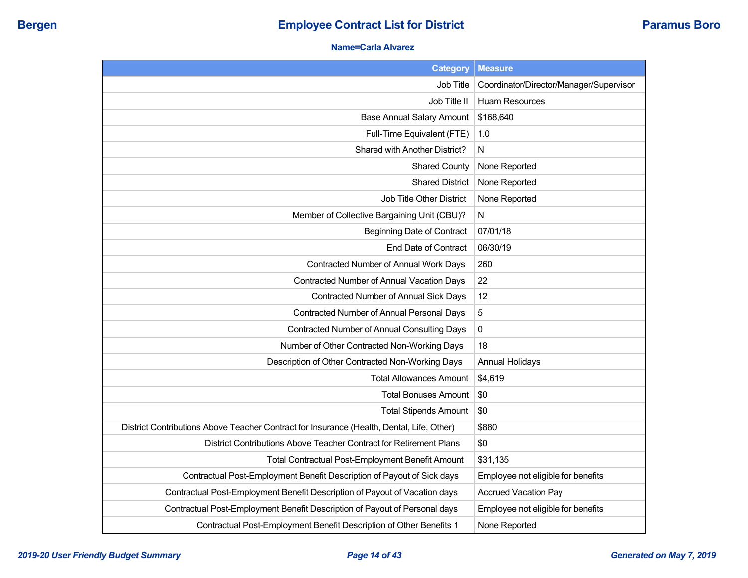Bergen | **Employee Contract List for District** | Paramus Boro

**Name=Carla Alvarez**

| Category | Measure |
|---|---|
| Job Title | Coordinator/Director/Manager/Supervisor |
| Job Title II | Huam Resources |
| Base Annual Salary Amount | $168,640 |
| Full-Time Equivalent (FTE) | 1.0 |
| Shared with Another District? | N |
| Shared County | None Reported |
| Shared District | None Reported |
| Job Title Other District | None Reported |
| Member of Collective Bargaining Unit (CBU)? | N |
| Beginning Date of Contract | 07/01/18 |
| End Date of Contract | 06/30/19 |
| Contracted Number of Annual Work Days | 260 |
| Contracted Number of Annual Vacation Days | 22 |
| Contracted Number of Annual Sick Days | 12 |
| Contracted Number of Annual Personal Days | 5 |
| Contracted Number of Annual Consulting Days | 0 |
| Number of Other Contracted Non-Working Days | 18 |
| Description of Other Contracted Non-Working Days | Annual Holidays |
| Total Allowances Amount | $4,619 |
| Total Bonuses Amount | $0 |
| Total Stipends Amount | $0 |
| District Contributions Above Teacher Contract for Insurance (Health, Dental, Life, Other) | $880 |
| District Contributions Above Teacher Contract for Retirement Plans | $0 |
| Total Contractual Post-Employment Benefit Amount | $31,135 |
| Contractual Post-Employment Benefit Description of Payout of Sick days | Employee not eligible for benefits |
| Contractual Post-Employment Benefit Description of Payout of Vacation days | Accrued Vacation Pay |
| Contractual Post-Employment Benefit Description of Payout of Personal days | Employee not eligible for benefits |
| Contractual Post-Employment Benefit Description of Other Benefits 1 | None Reported |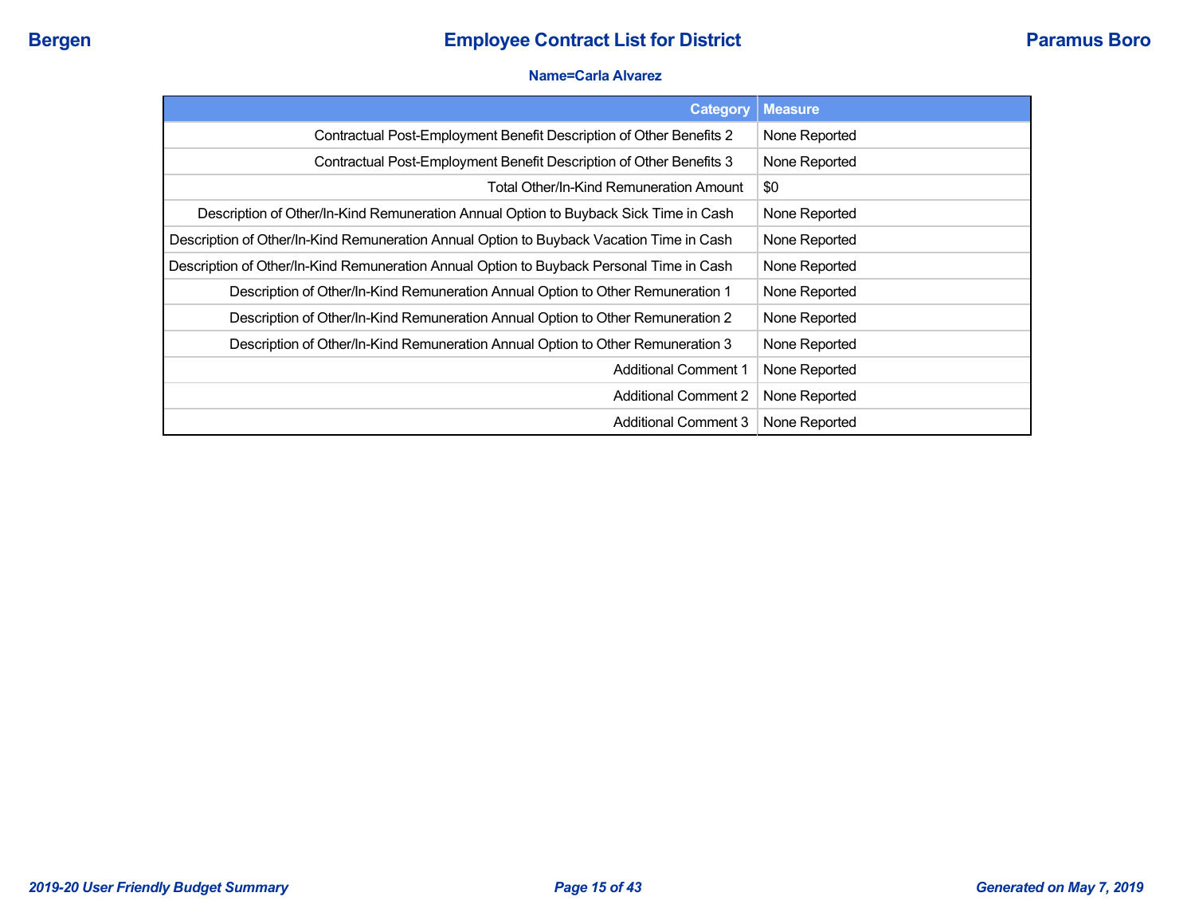**Name=Carla Alvarez**

| Category | Measure |
|---|---|
| Contractual Post-Employment Benefit Description of Other Benefits 2 | None Reported |
| Contractual Post-Employment Benefit Description of Other Benefits 3 | None Reported |
| Total Other/In-Kind Remuneration Amount | $0 |
| Description of Other/In-Kind Remuneration Annual Option to Buyback Sick Time in Cash | None Reported |
| Description of Other/In-Kind Remuneration Annual Option to Buyback Vacation Time in Cash | None Reported |
| Description of Other/In-Kind Remuneration Annual Option to Buyback Personal Time in Cash | None Reported |
| Description of Other/In-Kind Remuneration Annual Option to Other Remuneration 1 | None Reported |
| Description of Other/In-Kind Remuneration Annual Option to Other Remuneration 2 | None Reported |
| Description of Other/In-Kind Remuneration Annual Option to Other Remuneration 3 | None Reported |
| Additional Comment 1 | None Reported |
| Additional Comment 2 | None Reported |
| Additional Comment 3 | None Reported |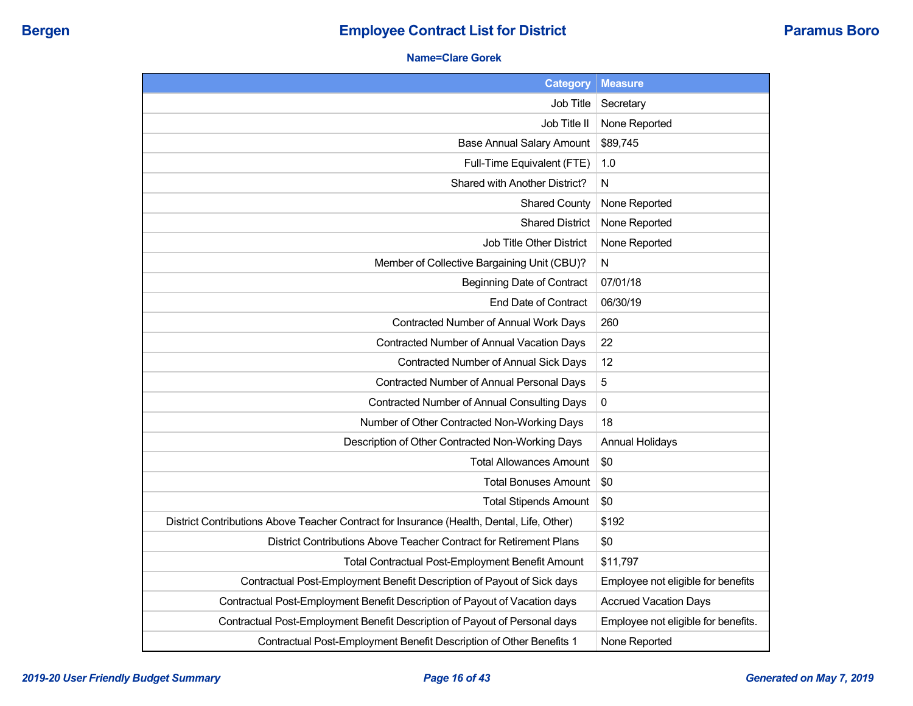**Bergen** | **Employee Contract List for District** | **Paramus Boro**

**Name=Clare Gorek**

| Category | Measure |
|---|---|
| Job Title | Secretary |
| Job Title II | None Reported |
| Base Annual Salary Amount | $89,745 |
| Full-Time Equivalent (FTE) | 1.0 |
| Shared with Another District? | N |
| Shared County | None Reported |
| Shared District | None Reported |
| Job Title Other District | None Reported |
| Member of Collective Bargaining Unit (CBU)? | N |
| Beginning Date of Contract | 07/01/18 |
| End Date of Contract | 06/30/19 |
| Contracted Number of Annual Work Days | 260 |
| Contracted Number of Annual Vacation Days | 22 |
| Contracted Number of Annual Sick Days | 12 |
| Contracted Number of Annual Personal Days | 5 |
| Contracted Number of Annual Consulting Days | 0 |
| Number of Other Contracted Non-Working Days | 18 |
| Description of Other Contracted Non-Working Days | Annual Holidays |
| Total Allowances Amount | $0 |
| Total Bonuses Amount | $0 |
| Total Stipends Amount | $0 |
| District Contributions Above Teacher Contract for Insurance (Health, Dental, Life, Other) | $192 |
| District Contributions Above Teacher Contract for Retirement Plans | $0 |
| Total Contractual Post-Employment Benefit Amount | $11,797 |
| Contractual Post-Employment Benefit Description of Payout of Sick days | Employee not eligible for benefits |
| Contractual Post-Employment Benefit Description of Payout of Vacation days | Accrued Vacation Days |
| Contractual Post-Employment Benefit Description of Payout of Personal days | Employee not eligible for benefits. |
| Contractual Post-Employment Benefit Description of Other Benefits 1 | None Reported |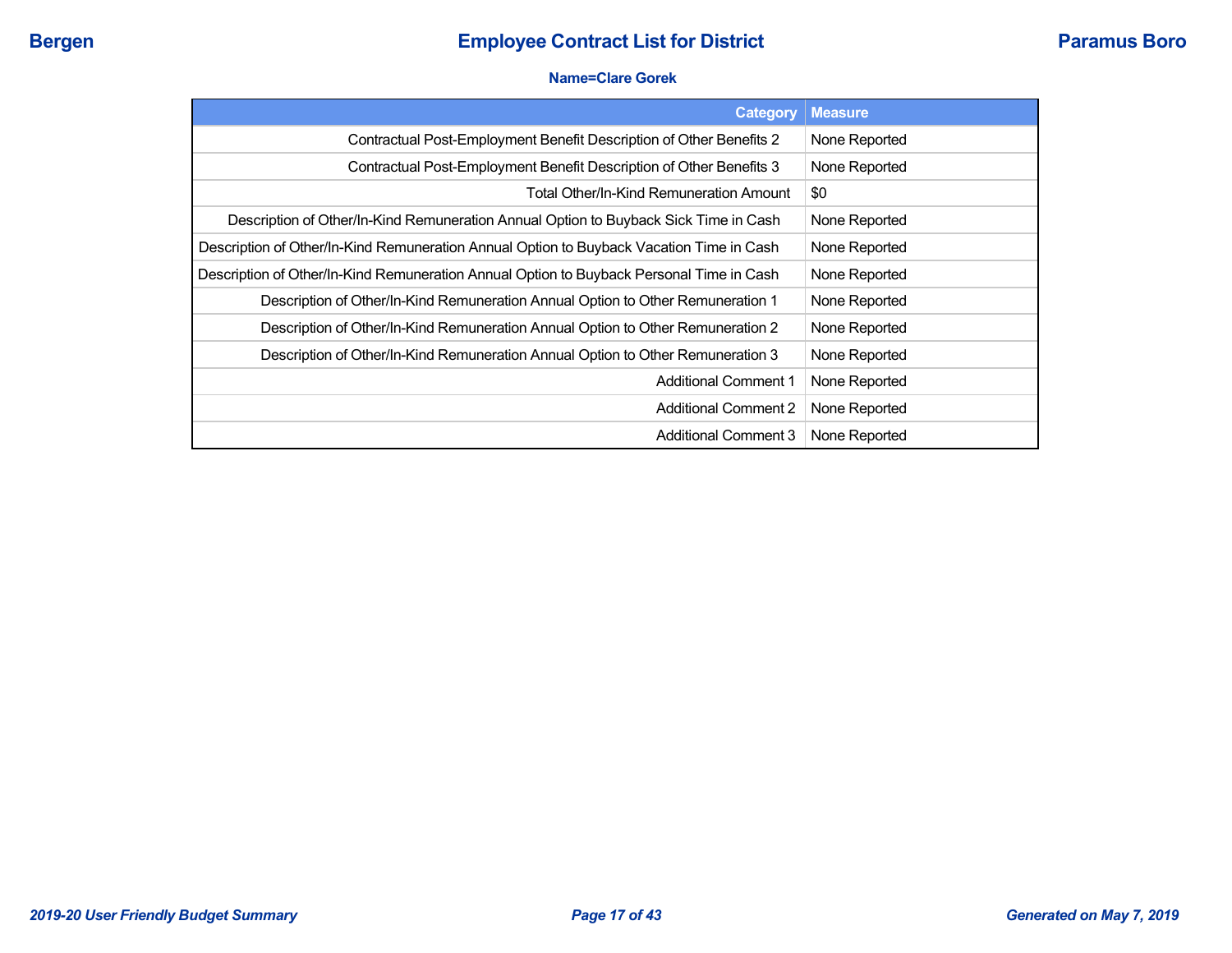**Name=Clare Gorek**

| Category | Measure |
|---|---|
| Contractual Post-Employment Benefit Description of Other Benefits 2 | None Reported |
| Contractual Post-Employment Benefit Description of Other Benefits 3 | None Reported |
| Total Other/In-Kind Remuneration Amount | $0 |
| Description of Other/In-Kind Remuneration Annual Option to Buyback Sick Time in Cash | None Reported |
| Description of Other/In-Kind Remuneration Annual Option to Buyback Vacation Time in Cash | None Reported |
| Description of Other/In-Kind Remuneration Annual Option to Buyback Personal Time in Cash | None Reported |
| Description of Other/In-Kind Remuneration Annual Option to Other Remuneration 1 | None Reported |
| Description of Other/In-Kind Remuneration Annual Option to Other Remuneration 2 | None Reported |
| Description of Other/In-Kind Remuneration Annual Option to Other Remuneration 3 | None Reported |
| Additional Comment 1 | None Reported |
| Additional Comment 2 | None Reported |
| Additional Comment 3 | None Reported |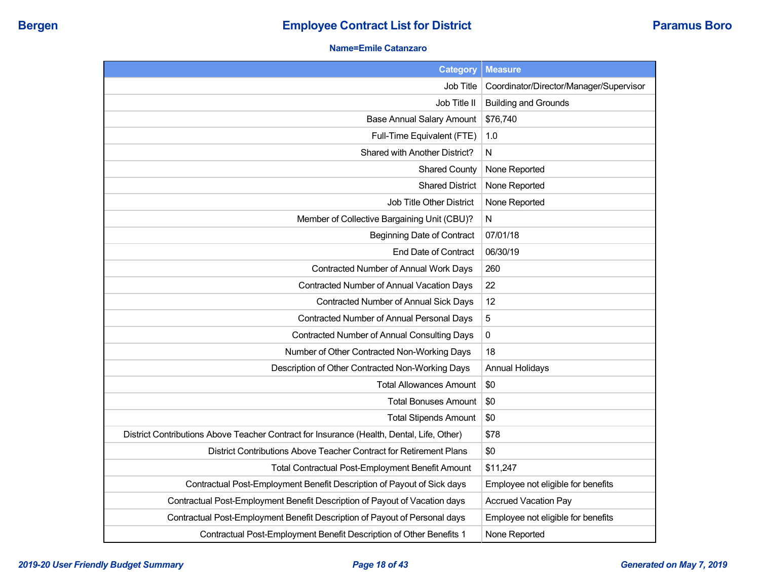**Bergen** | **Employee Contract List for District** | **Paramus Boro**

**Name=Emile Catanzaro**

| Category | Measure |
|---|---|
| Job Title | Coordinator/Director/Manager/Supervisor |
| Job Title II | Building and Grounds |
| Base Annual Salary Amount | $76,740 |
| Full-Time Equivalent (FTE) | 1.0 |
| Shared with Another District? | N |
| Shared County | None Reported |
| Shared District | None Reported |
| Job Title Other District | None Reported |
| Member of Collective Bargaining Unit (CBU)? | N |
| Beginning Date of Contract | 07/01/18 |
| End Date of Contract | 06/30/19 |
| Contracted Number of Annual Work Days | 260 |
| Contracted Number of Annual Vacation Days | 22 |
| Contracted Number of Annual Sick Days | 12 |
| Contracted Number of Annual Personal Days | 5 |
| Contracted Number of Annual Consulting Days | 0 |
| Number of Other Contracted Non-Working Days | 18 |
| Description of Other Contracted Non-Working Days | Annual Holidays |
| Total Allowances Amount | $0 |
| Total Bonuses Amount | $0 |
| Total Stipends Amount | $0 |
| District Contributions Above Teacher Contract for Insurance (Health, Dental, Life, Other) | $78 |
| District Contributions Above Teacher Contract for Retirement Plans | $0 |
| Total Contractual Post-Employment Benefit Amount | $11,247 |
| Contractual Post-Employment Benefit Description of Payout of Sick days | Employee not eligible for benefits |
| Contractual Post-Employment Benefit Description of Payout of Vacation days | Accrued Vacation Pay |
| Contractual Post-Employment Benefit Description of Payout of Personal days | Employee not eligible for benefits |
| Contractual Post-Employment Benefit Description of Other Benefits 1 | None Reported |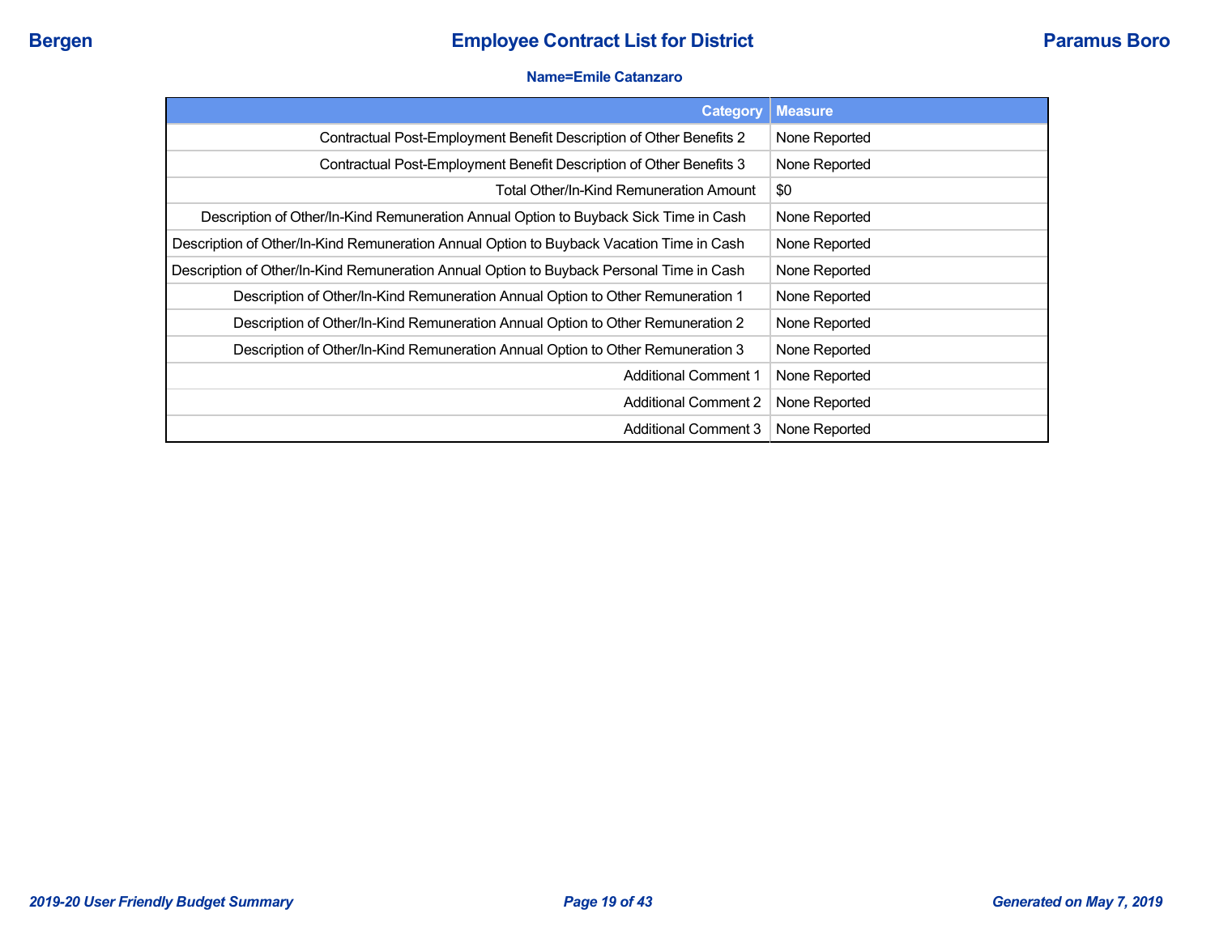**Name=Emile Catanzaro**

| Category | Measure |
|---|---|
| Contractual Post-Employment Benefit Description of Other Benefits 2 | None Reported |
| Contractual Post-Employment Benefit Description of Other Benefits 3 | None Reported |
| Total Other/In-Kind Remuneration Amount | $0 |
| Description of Other/In-Kind Remuneration Annual Option to Buyback Sick Time in Cash | None Reported |
| Description of Other/In-Kind Remuneration Annual Option to Buyback Vacation Time in Cash | None Reported |
| Description of Other/In-Kind Remuneration Annual Option to Buyback Personal Time in Cash | None Reported |
| Description of Other/In-Kind Remuneration Annual Option to Other Remuneration 1 | None Reported |
| Description of Other/In-Kind Remuneration Annual Option to Other Remuneration 2 | None Reported |
| Description of Other/In-Kind Remuneration Annual Option to Other Remuneration 3 | None Reported |
| Additional Comment 1 | None Reported |
| Additional Comment 2 | None Reported |
| Additional Comment 3 | None Reported |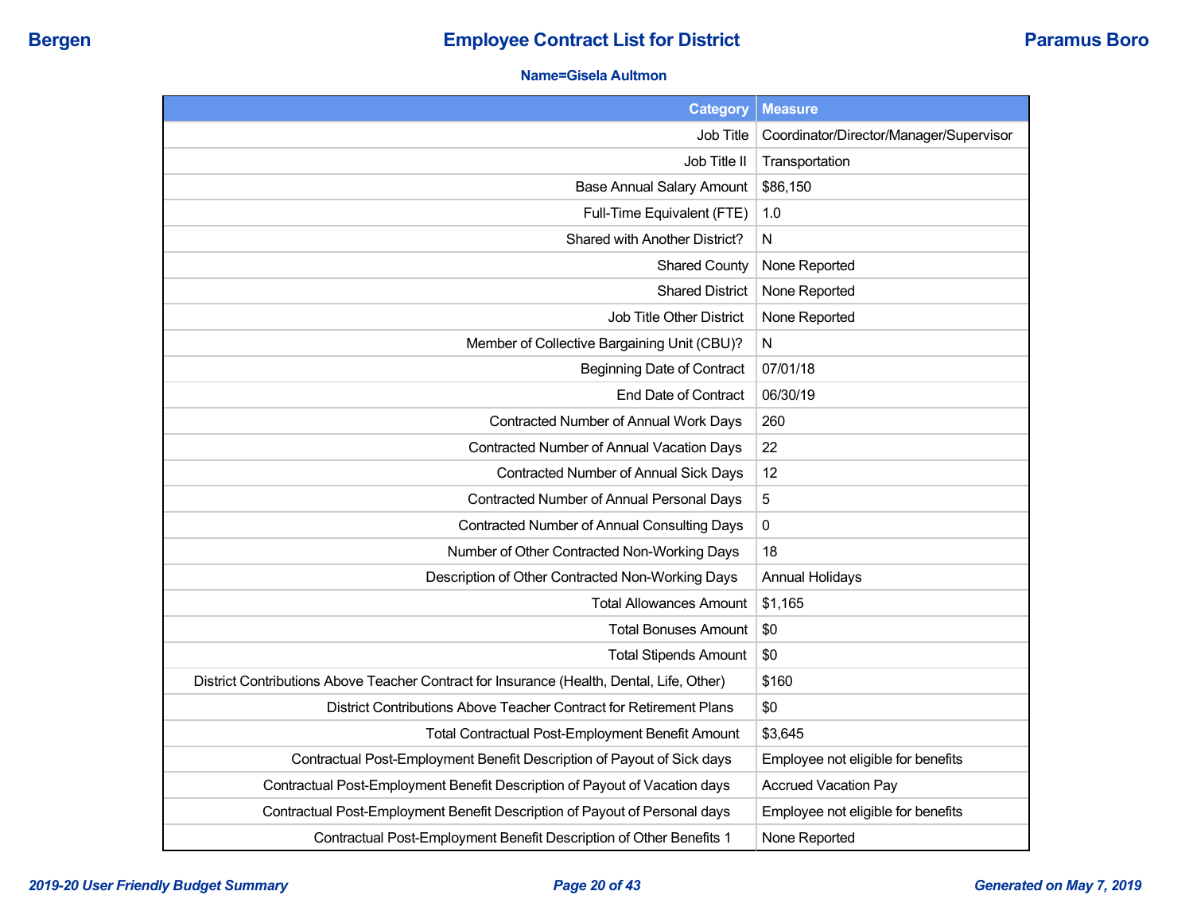Bergen **Employee Contract List for District** Paramus Boro

**Name=Gisela Aultmon**

| Category | Measure |
|---|---|
| Job Title | Coordinator/Director/Manager/Supervisor |
| Job Title II | Transportation |
| Base Annual Salary Amount | $86,150 |
| Full-Time Equivalent (FTE) | 1.0 |
| Shared with Another District? | N |
| Shared County | None Reported |
| Shared District | None Reported |
| Job Title Other District | None Reported |
| Member of Collective Bargaining Unit (CBU)? | N |
| Beginning Date of Contract | 07/01/18 |
| End Date of Contract | 06/30/19 |
| Contracted Number of Annual Work Days | 260 |
| Contracted Number of Annual Vacation Days | 22 |
| Contracted Number of Annual Sick Days | 12 |
| Contracted Number of Annual Personal Days | 5 |
| Contracted Number of Annual Consulting Days | 0 |
| Number of Other Contracted Non-Working Days | 18 |
| Description of Other Contracted Non-Working Days | Annual Holidays |
| Total Allowances Amount | $1,165 |
| Total Bonuses Amount | $0 |
| Total Stipends Amount | $0 |
| District Contributions Above Teacher Contract for Insurance (Health, Dental, Life, Other) | $160 |
| District Contributions Above Teacher Contract for Retirement Plans | $0 |
| Total Contractual Post-Employment Benefit Amount | $3,645 |
| Contractual Post-Employment Benefit Description of Payout of Sick days | Employee not eligible for benefits |
| Contractual Post-Employment Benefit Description of Payout of Vacation days | Accrued Vacation Pay |
| Contractual Post-Employment Benefit Description of Payout of Personal days | Employee not eligible for benefits |
| Contractual Post-Employment Benefit Description of Other Benefits 1 | None Reported |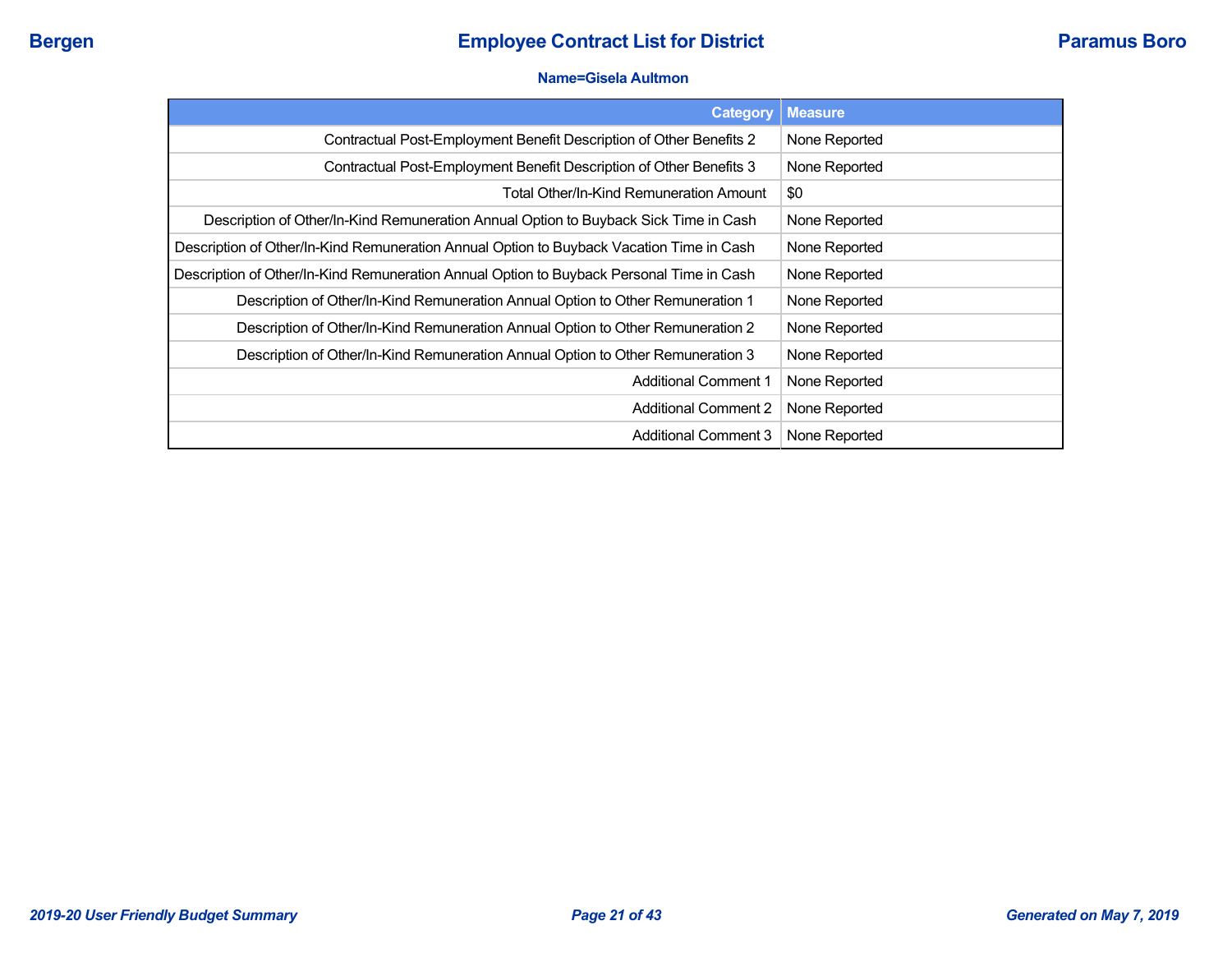**Name=Gisela Aultmon**

| Category | Measure |
|---|---|
| Contractual Post-Employment Benefit Description of Other Benefits 2 | None Reported |
| Contractual Post-Employment Benefit Description of Other Benefits 3 | None Reported |
| Total Other/In-Kind Remuneration Amount | $0 |
| Description of Other/In-Kind Remuneration Annual Option to Buyback Sick Time in Cash | None Reported |
| Description of Other/In-Kind Remuneration Annual Option to Buyback Vacation Time in Cash | None Reported |
| Description of Other/In-Kind Remuneration Annual Option to Buyback Personal Time in Cash | None Reported |
| Description of Other/In-Kind Remuneration Annual Option to Other Remuneration 1 | None Reported |
| Description of Other/In-Kind Remuneration Annual Option to Other Remuneration 2 | None Reported |
| Description of Other/In-Kind Remuneration Annual Option to Other Remuneration 3 | None Reported |
| Additional Comment 1 | None Reported |
| Additional Comment 2 | None Reported |
| Additional Comment 3 | None Reported |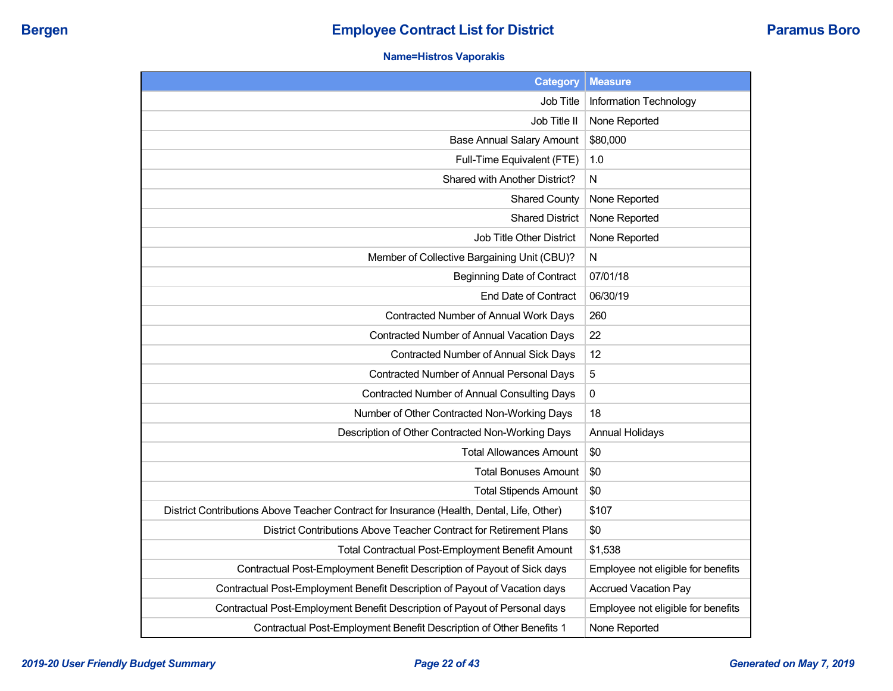**Bergen** | **Employee Contract List for District** | **Paramus Boro**

**Name=Histros Vaporakis**

| Category | Measure |
|---|---|
| Job Title | Information Technology |
| Job Title II | None Reported |
| Base Annual Salary Amount | $80,000 |
| Full-Time Equivalent (FTE) | 1.0 |
| Shared with Another District? | N |
| Shared County | None Reported |
| Shared District | None Reported |
| Job Title Other District | None Reported |
| Member of Collective Bargaining Unit (CBU)? | N |
| Beginning Date of Contract | 07/01/18 |
| End Date of Contract | 06/30/19 |
| Contracted Number of Annual Work Days | 260 |
| Contracted Number of Annual Vacation Days | 22 |
| Contracted Number of Annual Sick Days | 12 |
| Contracted Number of Annual Personal Days | 5 |
| Contracted Number of Annual Consulting Days | 0 |
| Number of Other Contracted Non-Working Days | 18 |
| Description of Other Contracted Non-Working Days | Annual Holidays |
| Total Allowances Amount | $0 |
| Total Bonuses Amount | $0 |
| Total Stipends Amount | $0 |
| District Contributions Above Teacher Contract for Insurance (Health, Dental, Life, Other) | $107 |
| District Contributions Above Teacher Contract for Retirement Plans | $0 |
| Total Contractual Post-Employment Benefit Amount | $1,538 |
| Contractual Post-Employment Benefit Description of Payout of Sick days | Employee not eligible for benefits |
| Contractual Post-Employment Benefit Description of Payout of Vacation days | Accrued Vacation Pay |
| Contractual Post-Employment Benefit Description of Payout of Personal days | Employee not eligible for benefits |
| Contractual Post-Employment Benefit Description of Other Benefits 1 | None Reported |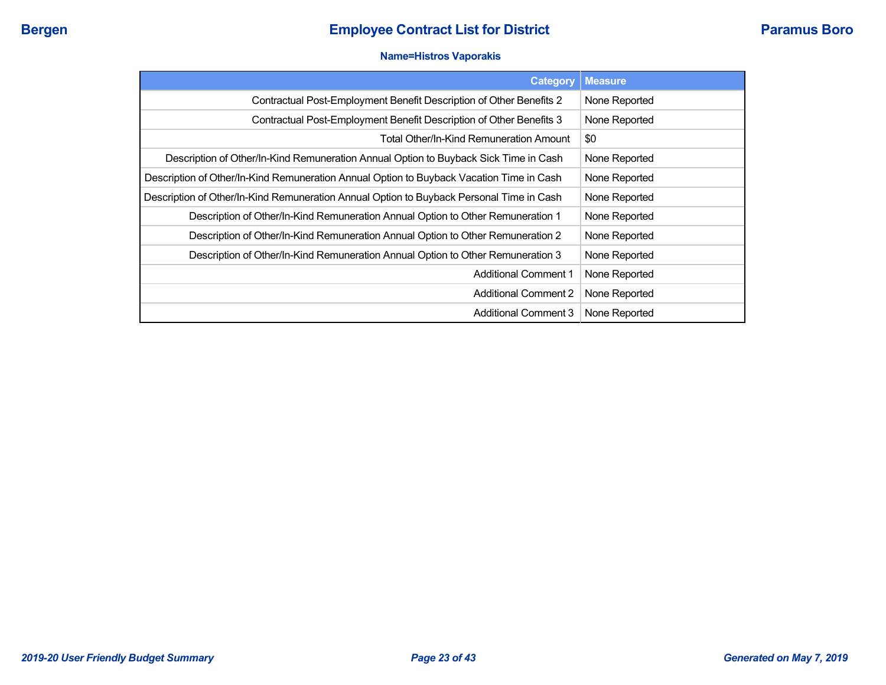**Name=Histros Vaporakis**

| Category | Measure |
|---|---|
| Contractual Post-Employment Benefit Description of Other Benefits 2 | None Reported |
| Contractual Post-Employment Benefit Description of Other Benefits 3 | None Reported |
| Total Other/In-Kind Remuneration Amount | $0 |
| Description of Other/In-Kind Remuneration Annual Option to Buyback Sick Time in Cash | None Reported |
| Description of Other/In-Kind Remuneration Annual Option to Buyback Vacation Time in Cash | None Reported |
| Description of Other/In-Kind Remuneration Annual Option to Buyback Personal Time in Cash | None Reported |
| Description of Other/In-Kind Remuneration Annual Option to Other Remuneration 1 | None Reported |
| Description of Other/In-Kind Remuneration Annual Option to Other Remuneration 2 | None Reported |
| Description of Other/In-Kind Remuneration Annual Option to Other Remuneration 3 | None Reported |
| Additional Comment 1 | None Reported |
| Additional Comment 2 | None Reported |
| Additional Comment 3 | None Reported |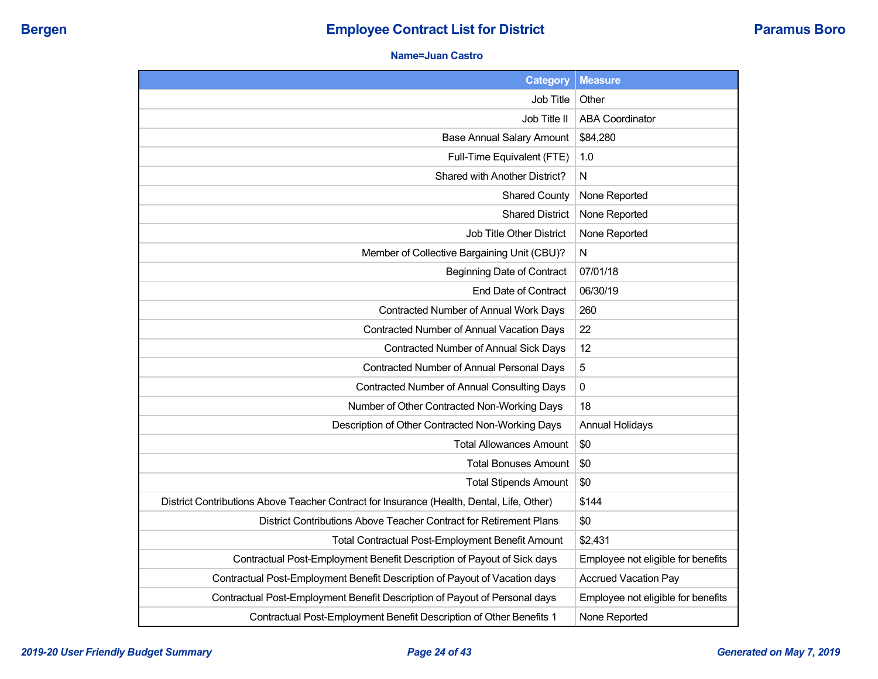Bergen **Employee Contract List for District** Paramus Boro

**Name=Juan Castro**

| Category | Measure |
|---|---|
| Job Title | Other |
| Job Title II | ABA Coordinator |
| Base Annual Salary Amount | $84,280 |
| Full-Time Equivalent (FTE) | 1.0 |
| Shared with Another District? | N |
| Shared County | None Reported |
| Shared District | None Reported |
| Job Title Other District | None Reported |
| Member of Collective Bargaining Unit (CBU)? | N |
| Beginning Date of Contract | 07/01/18 |
| End Date of Contract | 06/30/19 |
| Contracted Number of Annual Work Days | 260 |
| Contracted Number of Annual Vacation Days | 22 |
| Contracted Number of Annual Sick Days | 12 |
| Contracted Number of Annual Personal Days | 5 |
| Contracted Number of Annual Consulting Days | 0 |
| Number of Other Contracted Non-Working Days | 18 |
| Description of Other Contracted Non-Working Days | Annual Holidays |
| Total Allowances Amount | $0 |
| Total Bonuses Amount | $0 |
| Total Stipends Amount | $0 |
| District Contributions Above Teacher Contract for Insurance (Health, Dental, Life, Other) | $144 |
| District Contributions Above Teacher Contract for Retirement Plans | $0 |
| Total Contractual Post-Employment Benefit Amount | $2,431 |
| Contractual Post-Employment Benefit Description of Payout of Sick days | Employee not eligible for benefits |
| Contractual Post-Employment Benefit Description of Payout of Vacation days | Accrued Vacation Pay |
| Contractual Post-Employment Benefit Description of Payout of Personal days | Employee not eligible for benefits |
| Contractual Post-Employment Benefit Description of Other Benefits 1 | None Reported |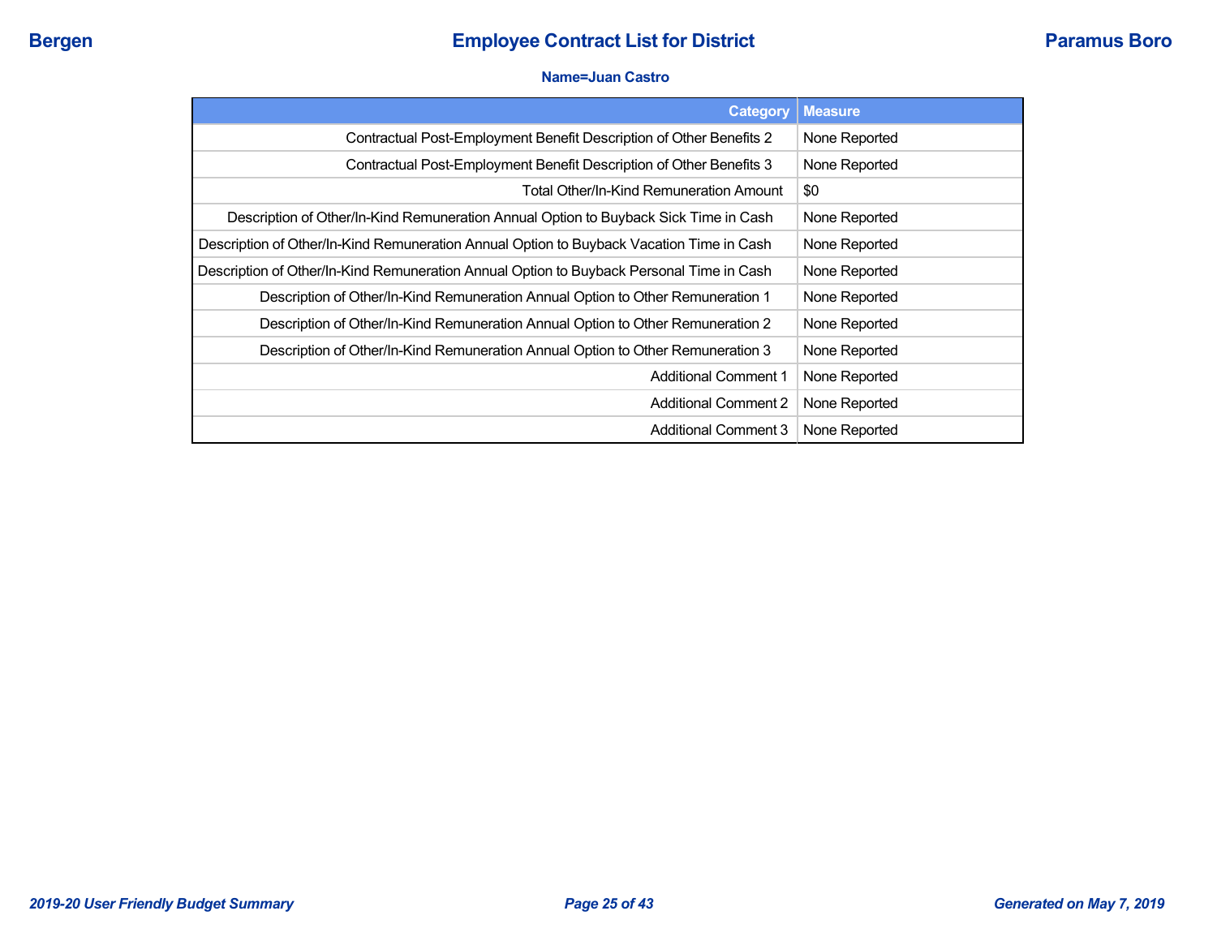**Name=Juan Castro**

| Category | Measure |
|---|---|
| Contractual Post-Employment Benefit Description of Other Benefits 2 | None Reported |
| Contractual Post-Employment Benefit Description of Other Benefits 3 | None Reported |
| Total Other/In-Kind Remuneration Amount | $0 |
| Description of Other/In-Kind Remuneration Annual Option to Buyback Sick Time in Cash | None Reported |
| Description of Other/In-Kind Remuneration Annual Option to Buyback Vacation Time in Cash | None Reported |
| Description of Other/In-Kind Remuneration Annual Option to Buyback Personal Time in Cash | None Reported |
| Description of Other/In-Kind Remuneration Annual Option to Other Remuneration 1 | None Reported |
| Description of Other/In-Kind Remuneration Annual Option to Other Remuneration 2 | None Reported |
| Description of Other/In-Kind Remuneration Annual Option to Other Remuneration 3 | None Reported |
| Additional Comment 1 | None Reported |
| Additional Comment 2 | None Reported |
| Additional Comment 3 | None Reported |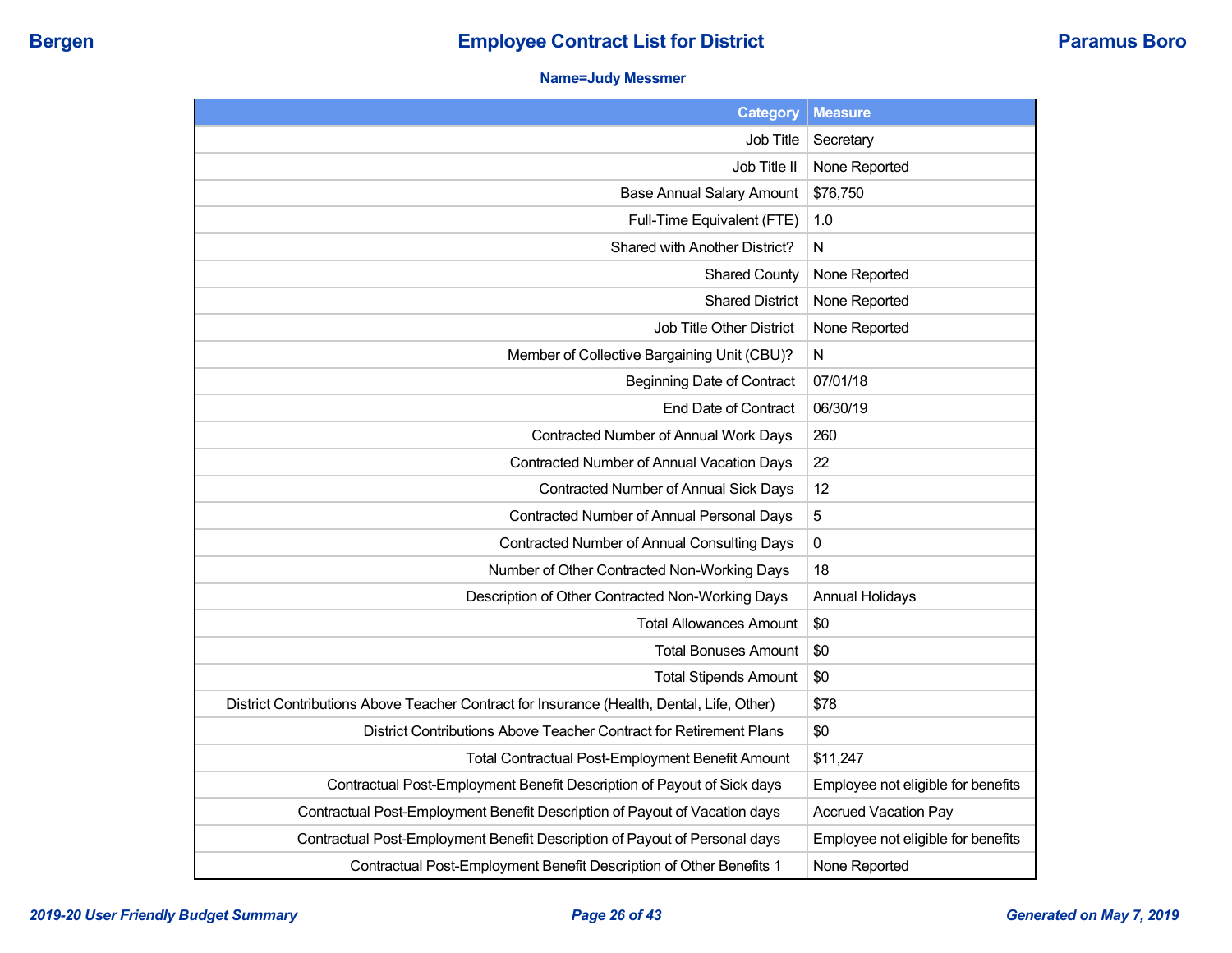**Bergen** — **Employee Contract List for District** — **Paramus Boro**

**Name=Judy Messmer**

| Category | Measure |
|---|---|
| Job Title | Secretary |
| Job Title II | None Reported |
| Base Annual Salary Amount | $76,750 |
| Full-Time Equivalent (FTE) | 1.0 |
| Shared with Another District? | N |
| Shared County | None Reported |
| Shared District | None Reported |
| Job Title Other District | None Reported |
| Member of Collective Bargaining Unit (CBU)? | N |
| Beginning Date of Contract | 07/01/18 |
| End Date of Contract | 06/30/19 |
| Contracted Number of Annual Work Days | 260 |
| Contracted Number of Annual Vacation Days | 22 |
| Contracted Number of Annual Sick Days | 12 |
| Contracted Number of Annual Personal Days | 5 |
| Contracted Number of Annual Consulting Days | 0 |
| Number of Other Contracted Non-Working Days | 18 |
| Description of Other Contracted Non-Working Days | Annual Holidays |
| Total Allowances Amount | $0 |
| Total Bonuses Amount | $0 |
| Total Stipends Amount | $0 |
| District Contributions Above Teacher Contract for Insurance (Health, Dental, Life, Other) | $78 |
| District Contributions Above Teacher Contract for Retirement Plans | $0 |
| Total Contractual Post-Employment Benefit Amount | $11,247 |
| Contractual Post-Employment Benefit Description of Payout of Sick days | Employee not eligible for benefits |
| Contractual Post-Employment Benefit Description of Payout of Vacation days | Accrued Vacation Pay |
| Contractual Post-Employment Benefit Description of Payout of Personal days | Employee not eligible for benefits |
| Contractual Post-Employment Benefit Description of Other Benefits 1 | None Reported |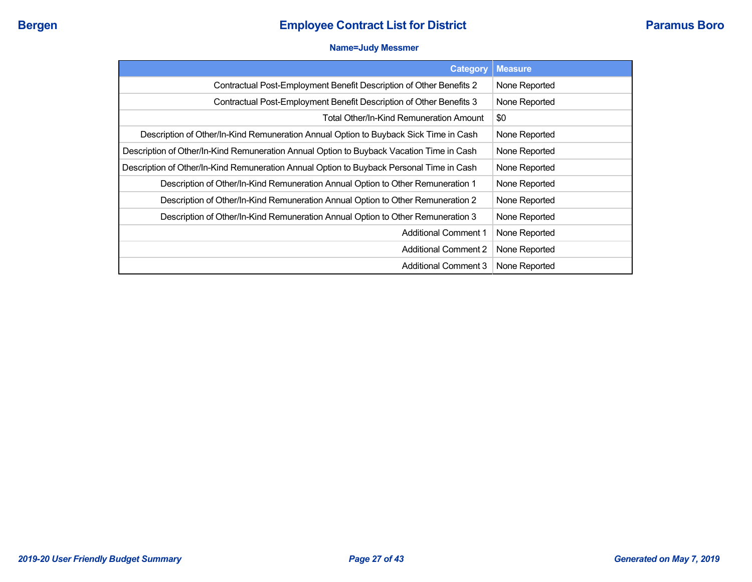**Name=Judy Messmer**

| Category | Measure |
|---|---|
| Contractual Post-Employment Benefit Description of Other Benefits 2 | None Reported |
| Contractual Post-Employment Benefit Description of Other Benefits 3 | None Reported |
| Total Other/In-Kind Remuneration Amount | $0 |
| Description of Other/In-Kind Remuneration Annual Option to Buyback Sick Time in Cash | None Reported |
| Description of Other/In-Kind Remuneration Annual Option to Buyback Vacation Time in Cash | None Reported |
| Description of Other/In-Kind Remuneration Annual Option to Buyback Personal Time in Cash | None Reported |
| Description of Other/In-Kind Remuneration Annual Option to Other Remuneration 1 | None Reported |
| Description of Other/In-Kind Remuneration Annual Option to Other Remuneration 2 | None Reported |
| Description of Other/In-Kind Remuneration Annual Option to Other Remuneration 3 | None Reported |
| Additional Comment 1 | None Reported |
| Additional Comment 2 | None Reported |
| Additional Comment 3 | None Reported |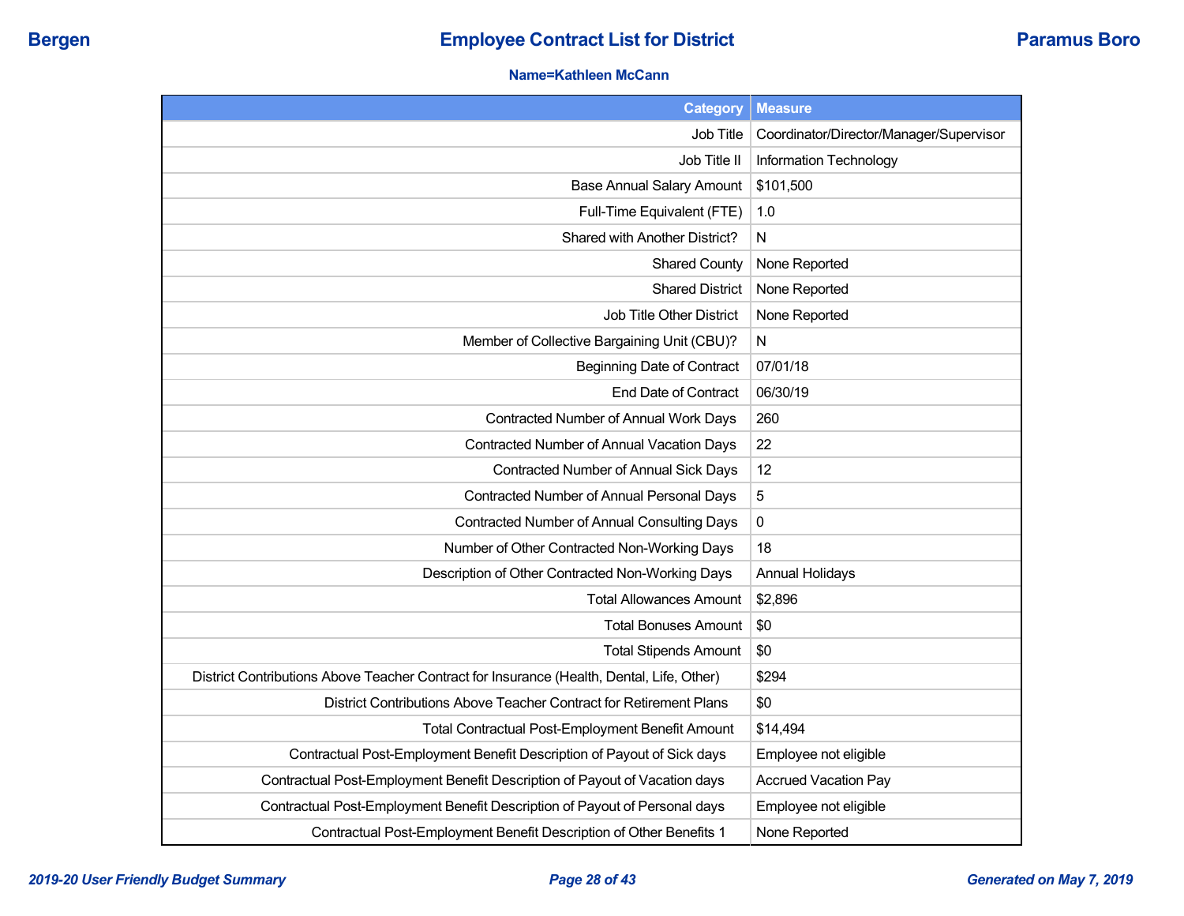**Bergen** — **Employee Contract List for District** — **Paramus Boro**

**Name=Kathleen McCann**

| Category | Measure |
|---|---|
| Job Title | Coordinator/Director/Manager/Supervisor |
| Job Title II | Information Technology |
| Base Annual Salary Amount | $101,500 |
| Full-Time Equivalent (FTE) | 1.0 |
| Shared with Another District? | N |
| Shared County | None Reported |
| Shared District | None Reported |
| Job Title Other District | None Reported |
| Member of Collective Bargaining Unit (CBU)? | N |
| Beginning Date of Contract | 07/01/18 |
| End Date of Contract | 06/30/19 |
| Contracted Number of Annual Work Days | 260 |
| Contracted Number of Annual Vacation Days | 22 |
| Contracted Number of Annual Sick Days | 12 |
| Contracted Number of Annual Personal Days | 5 |
| Contracted Number of Annual Consulting Days | 0 |
| Number of Other Contracted Non-Working Days | 18 |
| Description of Other Contracted Non-Working Days | Annual Holidays |
| Total Allowances Amount | $2,896 |
| Total Bonuses Amount | $0 |
| Total Stipends Amount | $0 |
| District Contributions Above Teacher Contract for Insurance (Health, Dental, Life, Other) | $294 |
| District Contributions Above Teacher Contract for Retirement Plans | $0 |
| Total Contractual Post-Employment Benefit Amount | $14,494 |
| Contractual Post-Employment Benefit Description of Payout of Sick days | Employee not eligible |
| Contractual Post-Employment Benefit Description of Payout of Vacation days | Accrued Vacation Pay |
| Contractual Post-Employment Benefit Description of Payout of Personal days | Employee not eligible |
| Contractual Post-Employment Benefit Description of Other Benefits 1 | None Reported |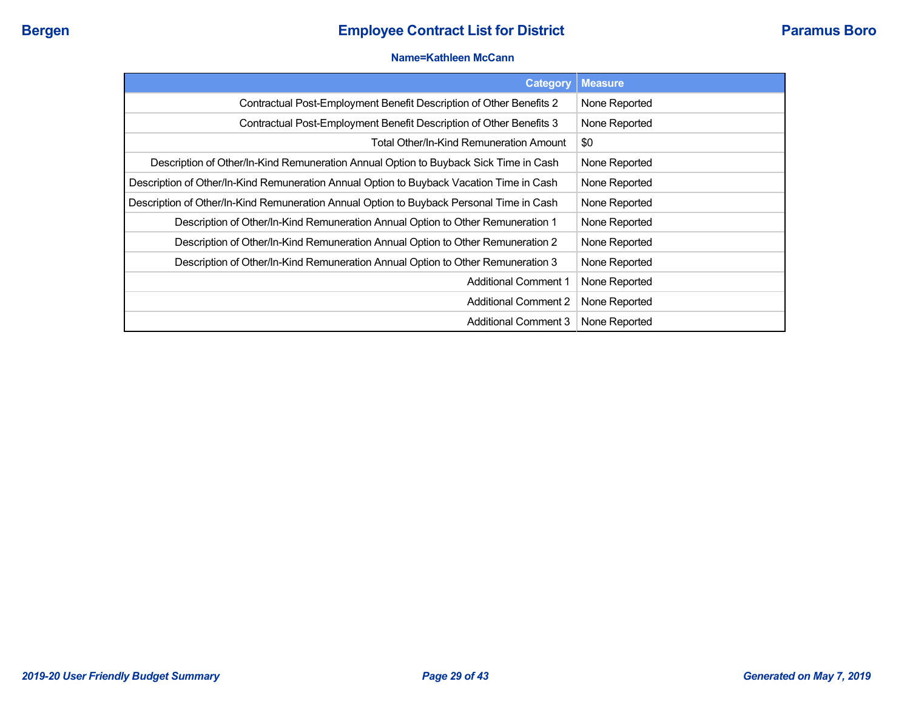**Name=Kathleen McCann**

| Category | Measure |
|---|---|
| Contractual Post-Employment Benefit Description of Other Benefits 2 | None Reported |
| Contractual Post-Employment Benefit Description of Other Benefits 3 | None Reported |
| Total Other/In-Kind Remuneration Amount | $0 |
| Description of Other/In-Kind Remuneration Annual Option to Buyback Sick Time in Cash | None Reported |
| Description of Other/In-Kind Remuneration Annual Option to Buyback Vacation Time in Cash | None Reported |
| Description of Other/In-Kind Remuneration Annual Option to Buyback Personal Time in Cash | None Reported |
| Description of Other/In-Kind Remuneration Annual Option to Other Remuneration 1 | None Reported |
| Description of Other/In-Kind Remuneration Annual Option to Other Remuneration 2 | None Reported |
| Description of Other/In-Kind Remuneration Annual Option to Other Remuneration 3 | None Reported |
| Additional Comment 1 | None Reported |
| Additional Comment 2 | None Reported |
| Additional Comment 3 | None Reported |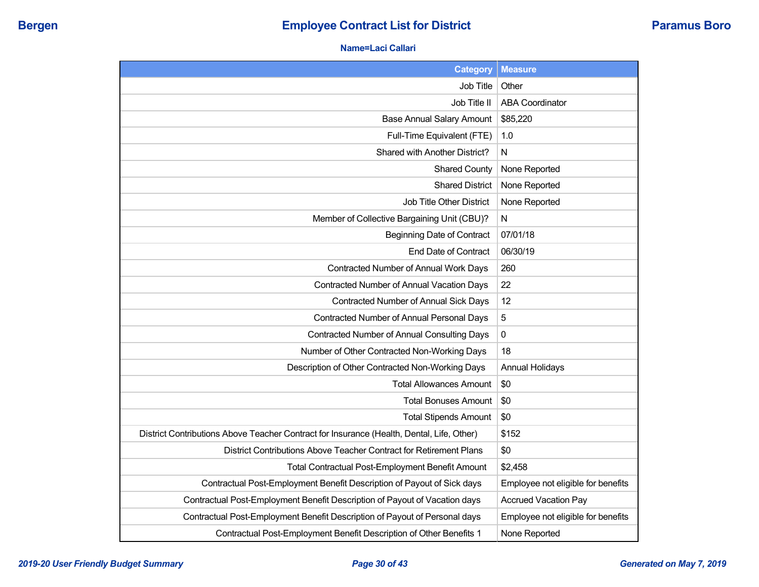**Bergen** | **Employee Contract List for District** | **Paramus Boro**

**Name=Laci Callari**

| Category | Measure |
|---|---|
| Job Title | Other |
| Job Title II | ABA Coordinator |
| Base Annual Salary Amount | $85,220 |
| Full-Time Equivalent (FTE) | 1.0 |
| Shared with Another District? | N |
| Shared County | None Reported |
| Shared District | None Reported |
| Job Title Other District | None Reported |
| Member of Collective Bargaining Unit (CBU)? | N |
| Beginning Date of Contract | 07/01/18 |
| End Date of Contract | 06/30/19 |
| Contracted Number of Annual Work Days | 260 |
| Contracted Number of Annual Vacation Days | 22 |
| Contracted Number of Annual Sick Days | 12 |
| Contracted Number of Annual Personal Days | 5 |
| Contracted Number of Annual Consulting Days | 0 |
| Number of Other Contracted Non-Working Days | 18 |
| Description of Other Contracted Non-Working Days | Annual Holidays |
| Total Allowances Amount | $0 |
| Total Bonuses Amount | $0 |
| Total Stipends Amount | $0 |
| District Contributions Above Teacher Contract for Insurance (Health, Dental, Life, Other) | $152 |
| District Contributions Above Teacher Contract for Retirement Plans | $0 |
| Total Contractual Post-Employment Benefit Amount | $2,458 |
| Contractual Post-Employment Benefit Description of Payout of Sick days | Employee not eligible for benefits |
| Contractual Post-Employment Benefit Description of Payout of Vacation days | Accrued Vacation Pay |
| Contractual Post-Employment Benefit Description of Payout of Personal days | Employee not eligible for benefits |
| Contractual Post-Employment Benefit Description of Other Benefits 1 | None Reported |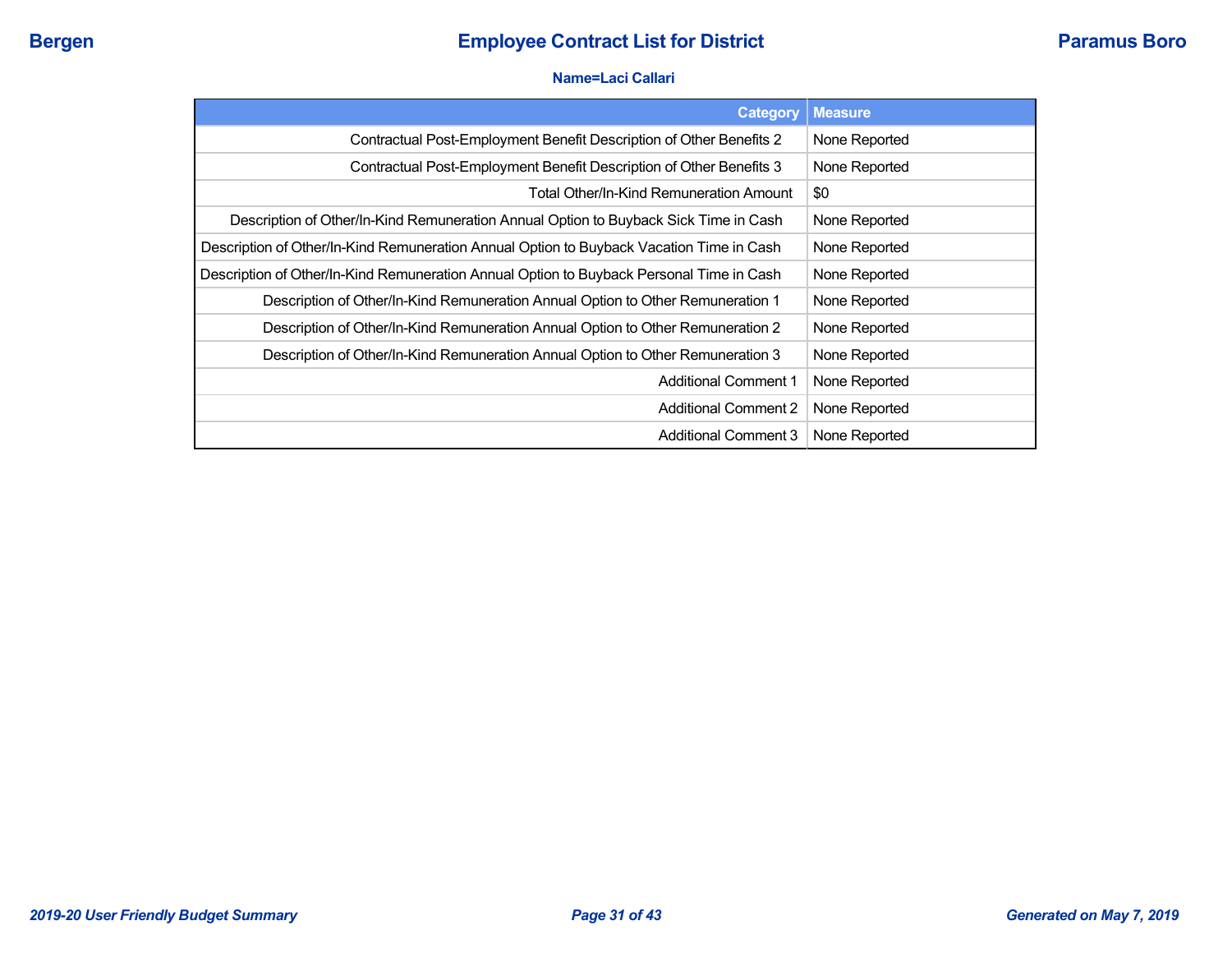**Name=Laci Callari**

| Category | Measure |
| --- | --- |
| Contractual Post-Employment Benefit Description of Other Benefits 2 | None Reported |
| Contractual Post-Employment Benefit Description of Other Benefits 3 | None Reported |
| Total Other/In-Kind Remuneration Amount | $0 |
| Description of Other/In-Kind Remuneration Annual Option to Buyback Sick Time in Cash | None Reported |
| Description of Other/In-Kind Remuneration Annual Option to Buyback Vacation Time in Cash | None Reported |
| Description of Other/In-Kind Remuneration Annual Option to Buyback Personal Time in Cash | None Reported |
| Description of Other/In-Kind Remuneration Annual Option to Other Remuneration 1 | None Reported |
| Description of Other/In-Kind Remuneration Annual Option to Other Remuneration 2 | None Reported |
| Description of Other/In-Kind Remuneration Annual Option to Other Remuneration 3 | None Reported |
| Additional Comment 1 | None Reported |
| Additional Comment 2 | None Reported |
| Additional Comment 3 | None Reported |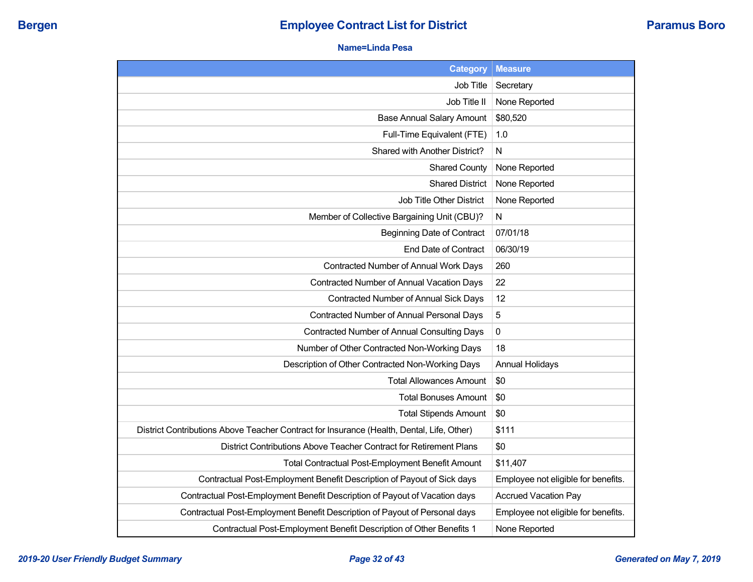# Employee Contract List for District

**Bergen** — **Paramus Boro**

**Name=Linda Pesa**

| Category | Measure |
|---|---|
| Job Title | Secretary |
| Job Title II | None Reported |
| Base Annual Salary Amount | $80,520 |
| Full-Time Equivalent (FTE) | 1.0 |
| Shared with Another District? | N |
| Shared County | None Reported |
| Shared District | None Reported |
| Job Title Other District | None Reported |
| Member of Collective Bargaining Unit (CBU)? | N |
| Beginning Date of Contract | 07/01/18 |
| End Date of Contract | 06/30/19 |
| Contracted Number of Annual Work Days | 260 |
| Contracted Number of Annual Vacation Days | 22 |
| Contracted Number of Annual Sick Days | 12 |
| Contracted Number of Annual Personal Days | 5 |
| Contracted Number of Annual Consulting Days | 0 |
| Number of Other Contracted Non-Working Days | 18 |
| Description of Other Contracted Non-Working Days | Annual Holidays |
| Total Allowances Amount | $0 |
| Total Bonuses Amount | $0 |
| Total Stipends Amount | $0 |
| District Contributions Above Teacher Contract for Insurance (Health, Dental, Life, Other) | $111 |
| District Contributions Above Teacher Contract for Retirement Plans | $0 |
| Total Contractual Post-Employment Benefit Amount | $11,407 |
| Contractual Post-Employment Benefit Description of Payout of Sick days | Employee not eligible for benefits. |
| Contractual Post-Employment Benefit Description of Payout of Vacation days | Accrued Vacation Pay |
| Contractual Post-Employment Benefit Description of Payout of Personal days | Employee not eligible for benefits. |
| Contractual Post-Employment Benefit Description of Other Benefits 1 | None Reported |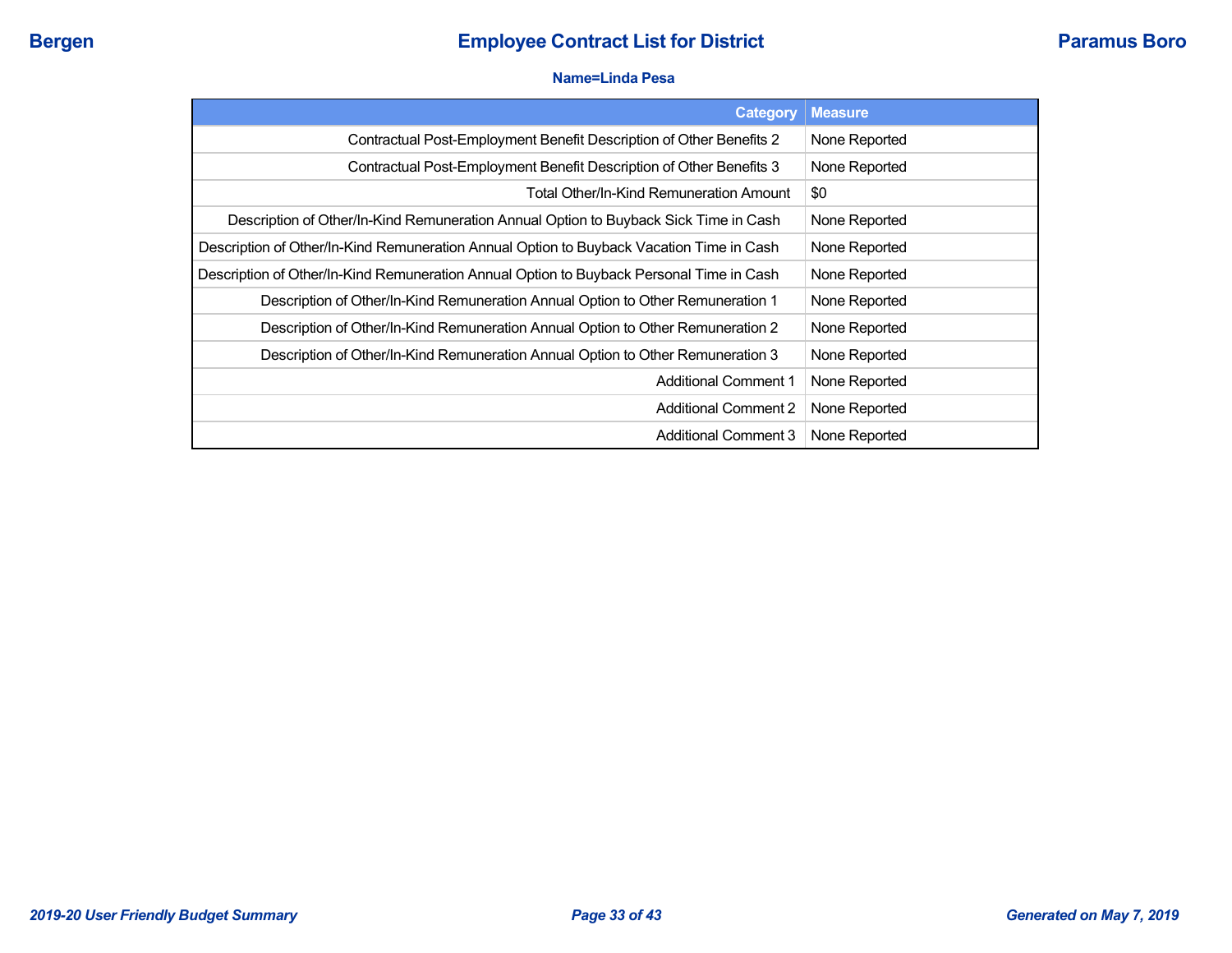**Name=Linda Pesa**

| Category | Measure |
|---|---|
| Contractual Post-Employment Benefit Description of Other Benefits 2 | None Reported |
| Contractual Post-Employment Benefit Description of Other Benefits 3 | None Reported |
| Total Other/In-Kind Remuneration Amount | $0 |
| Description of Other/In-Kind Remuneration Annual Option to Buyback Sick Time in Cash | None Reported |
| Description of Other/In-Kind Remuneration Annual Option to Buyback Vacation Time in Cash | None Reported |
| Description of Other/In-Kind Remuneration Annual Option to Buyback Personal Time in Cash | None Reported |
| Description of Other/In-Kind Remuneration Annual Option to Other Remuneration 1 | None Reported |
| Description of Other/In-Kind Remuneration Annual Option to Other Remuneration 2 | None Reported |
| Description of Other/In-Kind Remuneration Annual Option to Other Remuneration 3 | None Reported |
| Additional Comment 1 | None Reported |
| Additional Comment 2 | None Reported |
| Additional Comment 3 | None Reported |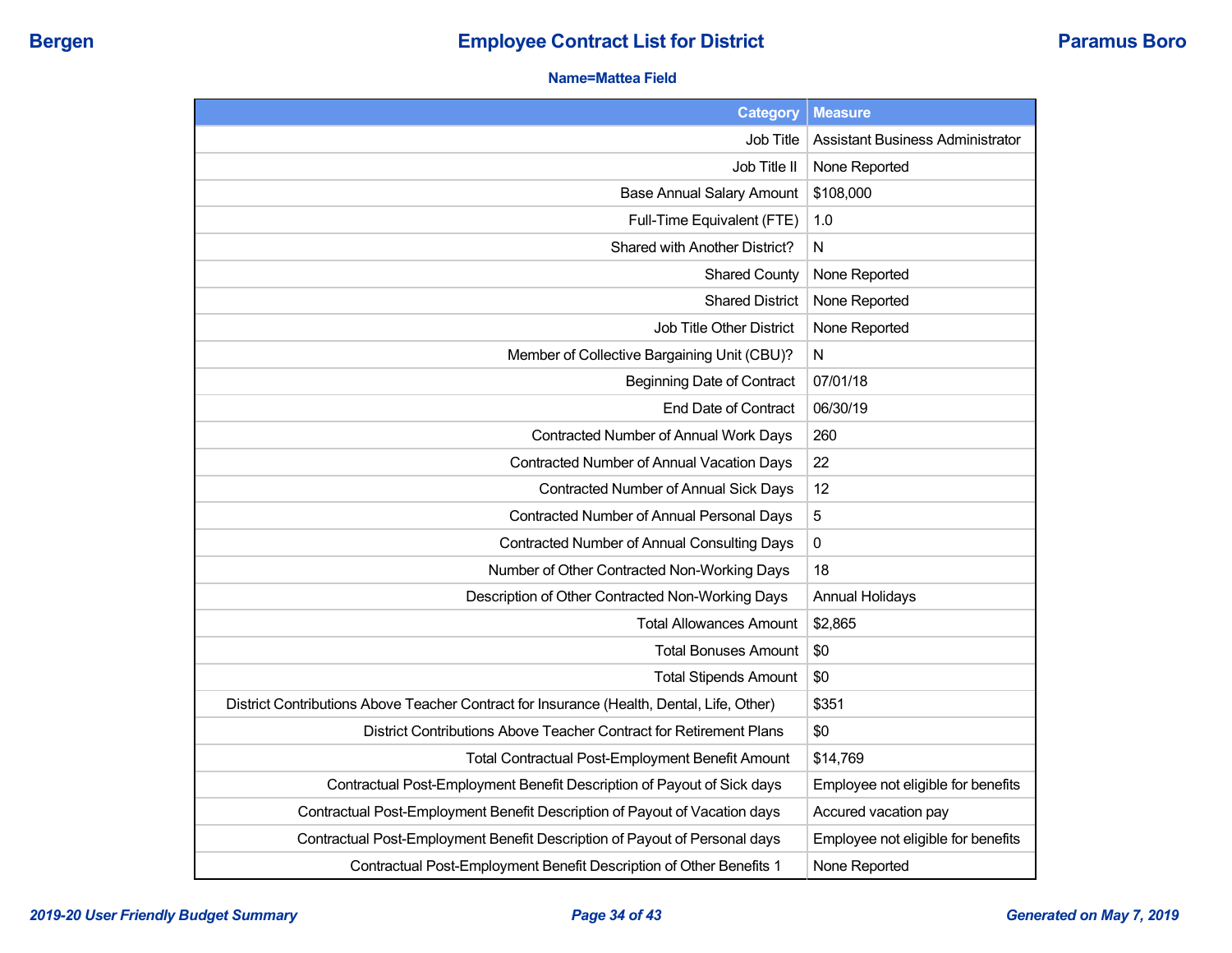**Bergen** | **Employee Contract List for District** | **Paramus Boro**

**Name=Mattea Field**

| Category | Measure |
|---|---|
| Job Title | Assistant Business Administrator |
| Job Title II | None Reported |
| Base Annual Salary Amount | $108,000 |
| Full-Time Equivalent (FTE) | 1.0 |
| Shared with Another District? | N |
| Shared County | None Reported |
| Shared District | None Reported |
| Job Title Other District | None Reported |
| Member of Collective Bargaining Unit (CBU)? | N |
| Beginning Date of Contract | 07/01/18 |
| End Date of Contract | 06/30/19 |
| Contracted Number of Annual Work Days | 260 |
| Contracted Number of Annual Vacation Days | 22 |
| Contracted Number of Annual Sick Days | 12 |
| Contracted Number of Annual Personal Days | 5 |
| Contracted Number of Annual Consulting Days | 0 |
| Number of Other Contracted Non-Working Days | 18 |
| Description of Other Contracted Non-Working Days | Annual Holidays |
| Total Allowances Amount | $2,865 |
| Total Bonuses Amount | $0 |
| Total Stipends Amount | $0 |
| District Contributions Above Teacher Contract for Insurance (Health, Dental, Life, Other) | $351 |
| District Contributions Above Teacher Contract for Retirement Plans | $0 |
| Total Contractual Post-Employment Benefit Amount | $14,769 |
| Contractual Post-Employment Benefit Description of Payout of Sick days | Employee not eligible for benefits |
| Contractual Post-Employment Benefit Description of Payout of Vacation days | Accured vacation pay |
| Contractual Post-Employment Benefit Description of Payout of Personal days | Employee not eligible for benefits |
| Contractual Post-Employment Benefit Description of Other Benefits 1 | None Reported |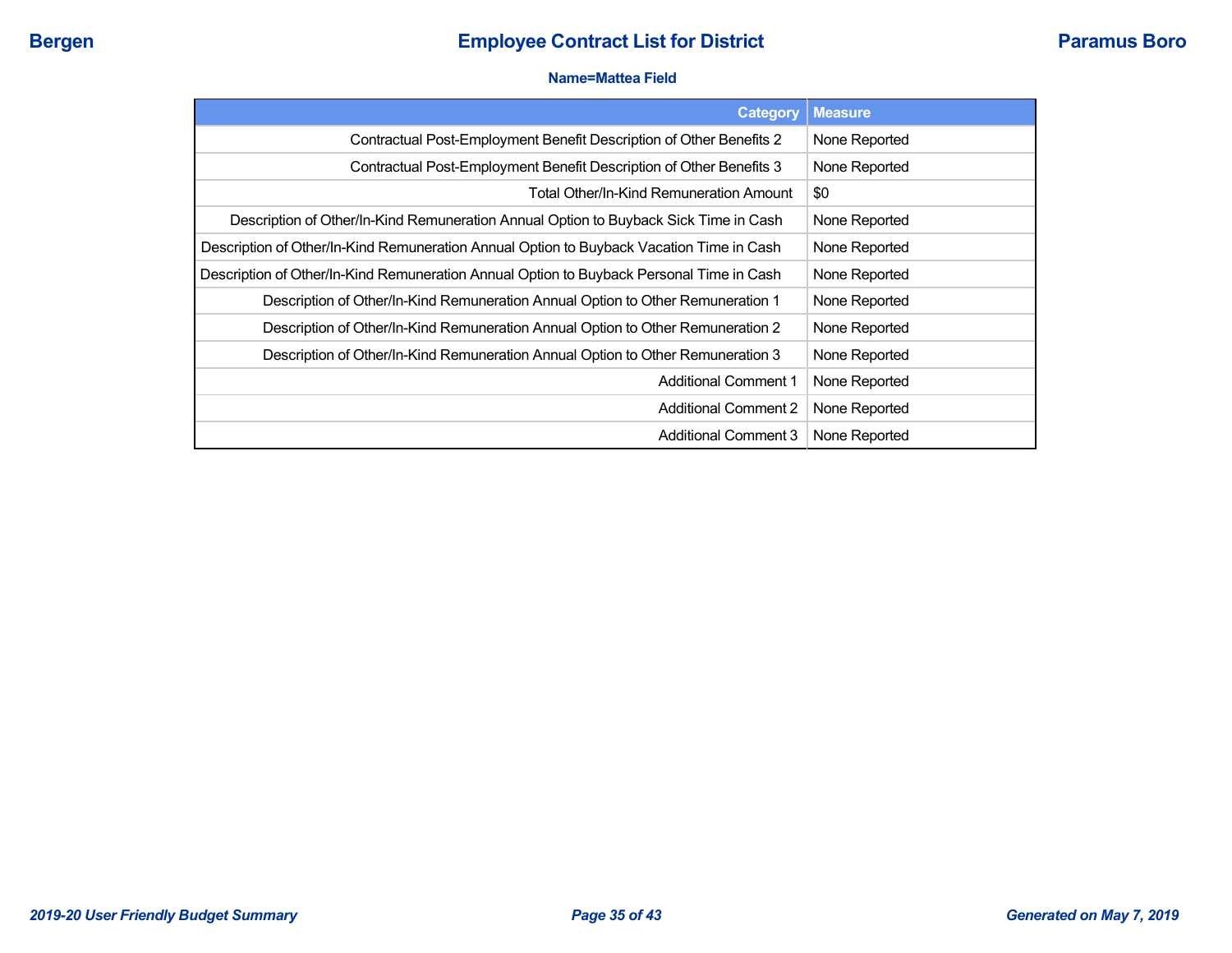**Name=Mattea Field**

| Category | Measure |
|---|---|
| Contractual Post-Employment Benefit Description of Other Benefits 2 | None Reported |
| Contractual Post-Employment Benefit Description of Other Benefits 3 | None Reported |
| Total Other/In-Kind Remuneration Amount | $0 |
| Description of Other/In-Kind Remuneration Annual Option to Buyback Sick Time in Cash | None Reported |
| Description of Other/In-Kind Remuneration Annual Option to Buyback Vacation Time in Cash | None Reported |
| Description of Other/In-Kind Remuneration Annual Option to Buyback Personal Time in Cash | None Reported |
| Description of Other/In-Kind Remuneration Annual Option to Other Remuneration 1 | None Reported |
| Description of Other/In-Kind Remuneration Annual Option to Other Remuneration 2 | None Reported |
| Description of Other/In-Kind Remuneration Annual Option to Other Remuneration 3 | None Reported |
| Additional Comment 1 | None Reported |
| Additional Comment 2 | None Reported |
| Additional Comment 3 | None Reported |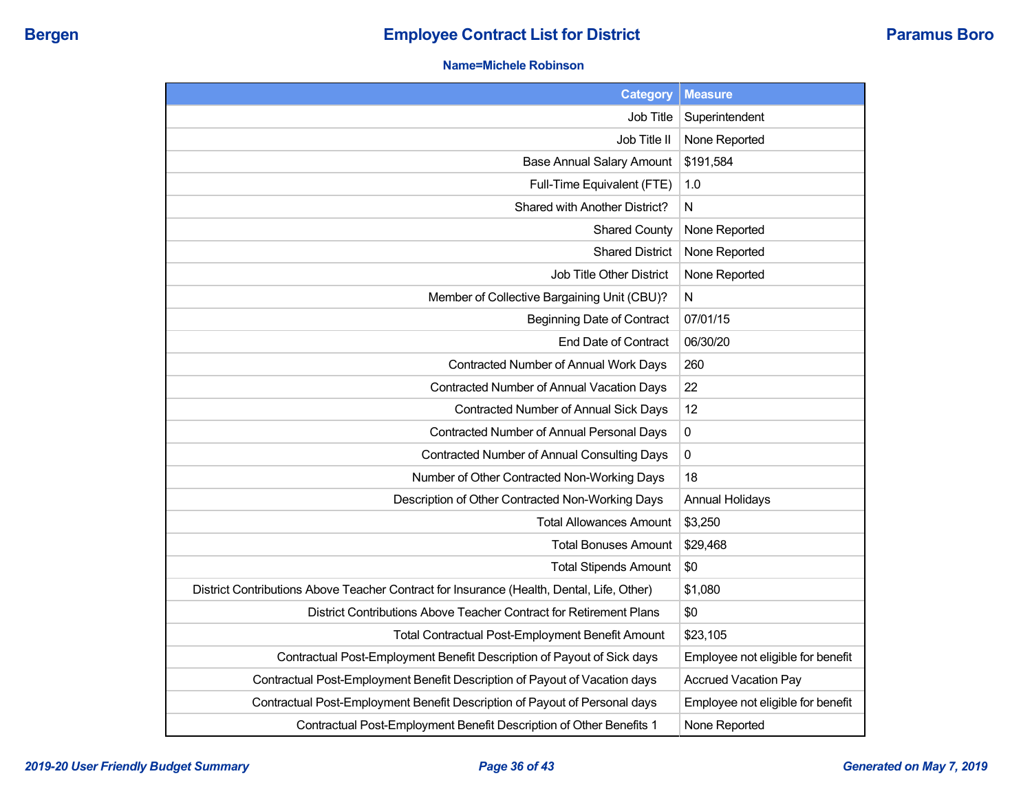**Bergen** | **Employee Contract List for District** | **Paramus Boro**

**Name=Michele Robinson**

| Category | Measure |
|---|---|
| Job Title | Superintendent |
| Job Title II | None Reported |
| Base Annual Salary Amount | $191,584 |
| Full-Time Equivalent (FTE) | 1.0 |
| Shared with Another District? | N |
| Shared County | None Reported |
| Shared District | None Reported |
| Job Title Other District | None Reported |
| Member of Collective Bargaining Unit (CBU)? | N |
| Beginning Date of Contract | 07/01/15 |
| End Date of Contract | 06/30/20 |
| Contracted Number of Annual Work Days | 260 |
| Contracted Number of Annual Vacation Days | 22 |
| Contracted Number of Annual Sick Days | 12 |
| Contracted Number of Annual Personal Days | 0 |
| Contracted Number of Annual Consulting Days | 0 |
| Number of Other Contracted Non-Working Days | 18 |
| Description of Other Contracted Non-Working Days | Annual Holidays |
| Total Allowances Amount | $3,250 |
| Total Bonuses Amount | $29,468 |
| Total Stipends Amount | $0 |
| District Contributions Above Teacher Contract for Insurance (Health, Dental, Life, Other) | $1,080 |
| District Contributions Above Teacher Contract for Retirement Plans | $0 |
| Total Contractual Post-Employment Benefit Amount | $23,105 |
| Contractual Post-Employment Benefit Description of Payout of Sick days | Employee not eligible for benefit |
| Contractual Post-Employment Benefit Description of Payout of Vacation days | Accrued Vacation Pay |
| Contractual Post-Employment Benefit Description of Payout of Personal days | Employee not eligible for benefit |
| Contractual Post-Employment Benefit Description of Other Benefits 1 | None Reported |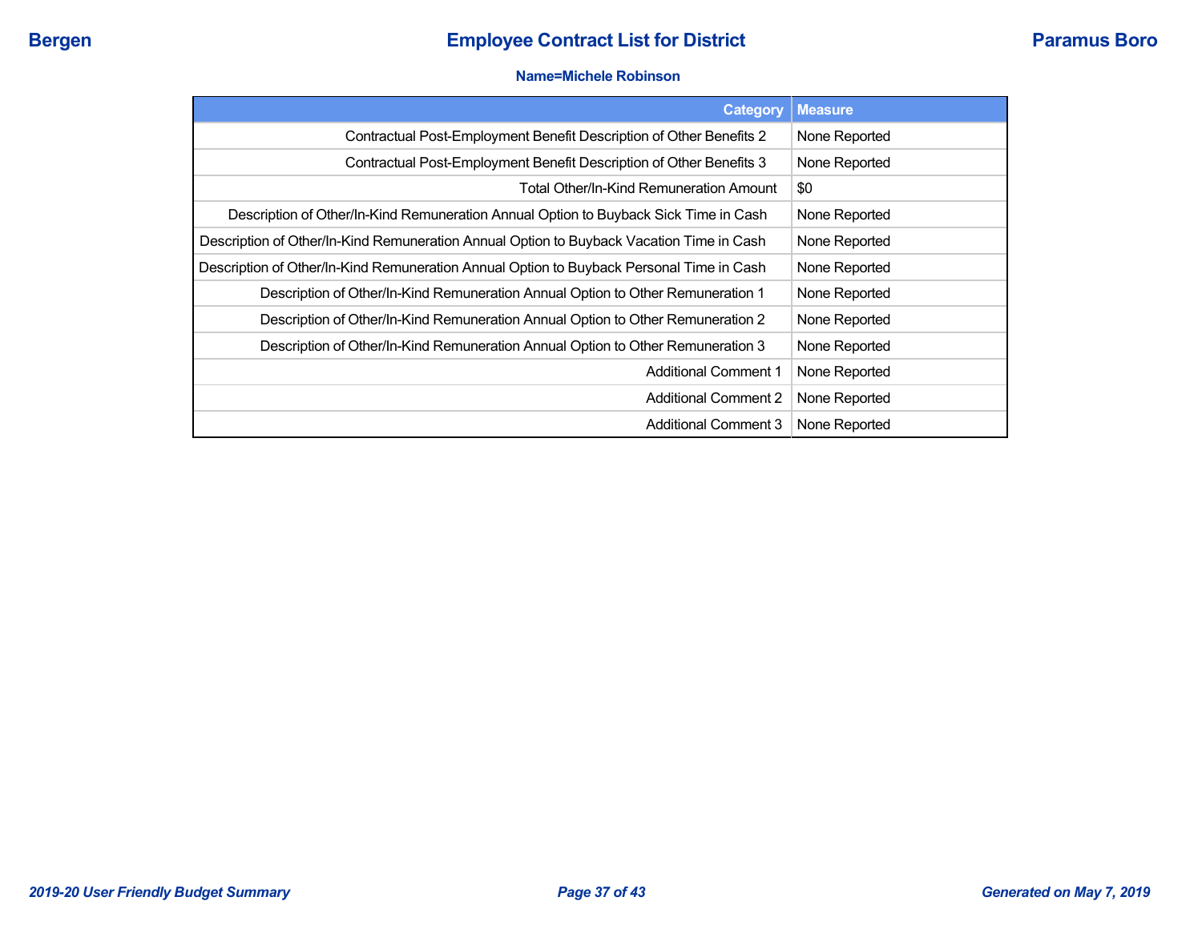**Name=Michele Robinson**

| Category | Measure |
|---|---|
| Contractual Post-Employment Benefit Description of Other Benefits 2 | None Reported |
| Contractual Post-Employment Benefit Description of Other Benefits 3 | None Reported |
| Total Other/In-Kind Remuneration Amount | $0 |
| Description of Other/In-Kind Remuneration Annual Option to Buyback Sick Time in Cash | None Reported |
| Description of Other/In-Kind Remuneration Annual Option to Buyback Vacation Time in Cash | None Reported |
| Description of Other/In-Kind Remuneration Annual Option to Buyback Personal Time in Cash | None Reported |
| Description of Other/In-Kind Remuneration Annual Option to Other Remuneration 1 | None Reported |
| Description of Other/In-Kind Remuneration Annual Option to Other Remuneration 2 | None Reported |
| Description of Other/In-Kind Remuneration Annual Option to Other Remuneration 3 | None Reported |
| Additional Comment 1 | None Reported |
| Additional Comment 2 | None Reported |
| Additional Comment 3 | None Reported |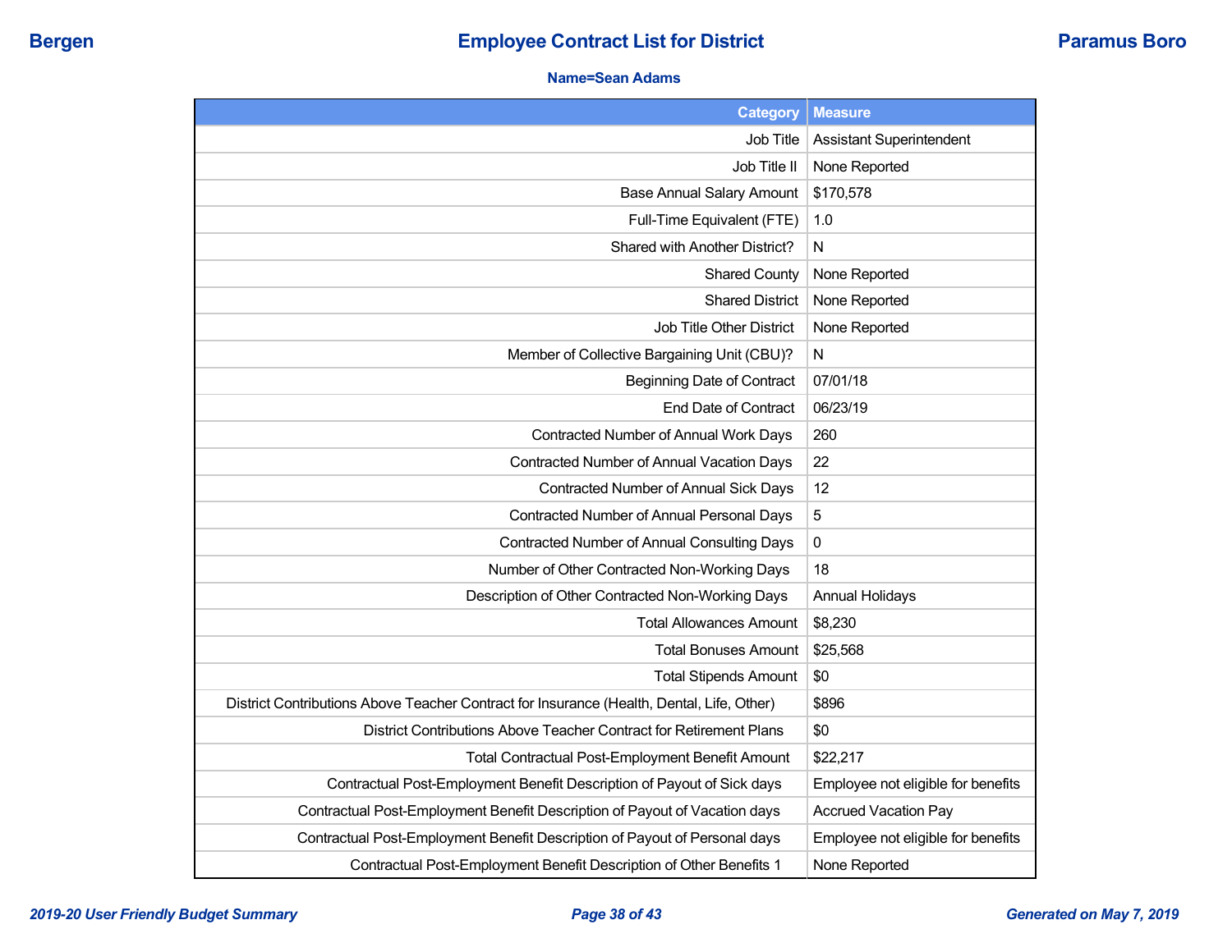**Bergen** | **Employee Contract List for District** | **Paramus Boro**

**Name=Sean Adams**

| Category | Measure |
|---|---|
| Job Title | Assistant Superintendent |
| Job Title II | None Reported |
| Base Annual Salary Amount | $170,578 |
| Full-Time Equivalent (FTE) | 1.0 |
| Shared with Another District? | N |
| Shared County | None Reported |
| Shared District | None Reported |
| Job Title Other District | None Reported |
| Member of Collective Bargaining Unit (CBU)? | N |
| Beginning Date of Contract | 07/01/18 |
| End Date of Contract | 06/23/19 |
| Contracted Number of Annual Work Days | 260 |
| Contracted Number of Annual Vacation Days | 22 |
| Contracted Number of Annual Sick Days | 12 |
| Contracted Number of Annual Personal Days | 5 |
| Contracted Number of Annual Consulting Days | 0 |
| Number of Other Contracted Non-Working Days | 18 |
| Description of Other Contracted Non-Working Days | Annual Holidays |
| Total Allowances Amount | $8,230 |
| Total Bonuses Amount | $25,568 |
| Total Stipends Amount | $0 |
| District Contributions Above Teacher Contract for Insurance (Health, Dental, Life, Other) | $896 |
| District Contributions Above Teacher Contract for Retirement Plans | $0 |
| Total Contractual Post-Employment Benefit Amount | $22,217 |
| Contractual Post-Employment Benefit Description of Payout of Sick days | Employee not eligible for benefits |
| Contractual Post-Employment Benefit Description of Payout of Vacation days | Accrued Vacation Pay |
| Contractual Post-Employment Benefit Description of Payout of Personal days | Employee not eligible for benefits |
| Contractual Post-Employment Benefit Description of Other Benefits 1 | None Reported |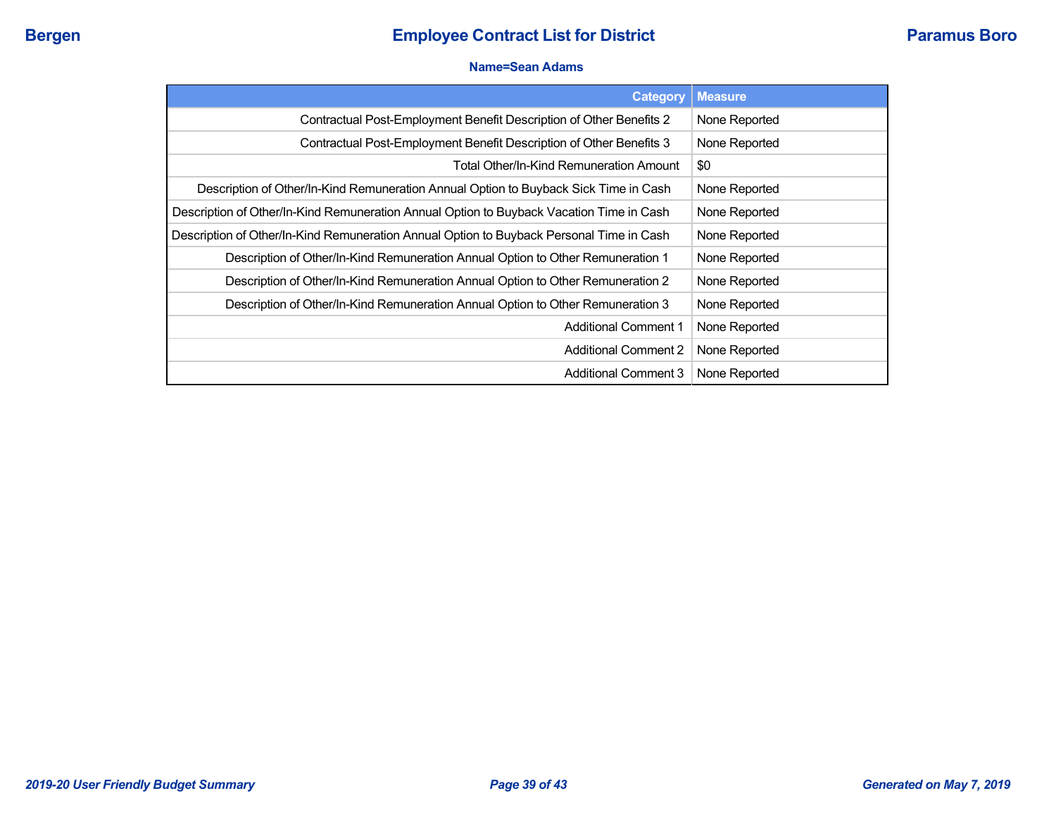**Name=Sean Adams**

| Category | Measure |
|---|---|
| Contractual Post-Employment Benefit Description of Other Benefits 2 | None Reported |
| Contractual Post-Employment Benefit Description of Other Benefits 3 | None Reported |
| Total Other/In-Kind Remuneration Amount | $0 |
| Description of Other/In-Kind Remuneration Annual Option to Buyback Sick Time in Cash | None Reported |
| Description of Other/In-Kind Remuneration Annual Option to Buyback Vacation Time in Cash | None Reported |
| Description of Other/In-Kind Remuneration Annual Option to Buyback Personal Time in Cash | None Reported |
| Description of Other/In-Kind Remuneration Annual Option to Other Remuneration 1 | None Reported |
| Description of Other/In-Kind Remuneration Annual Option to Other Remuneration 2 | None Reported |
| Description of Other/In-Kind Remuneration Annual Option to Other Remuneration 3 | None Reported |
| Additional Comment 1 | None Reported |
| Additional Comment 2 | None Reported |
| Additional Comment 3 | None Reported |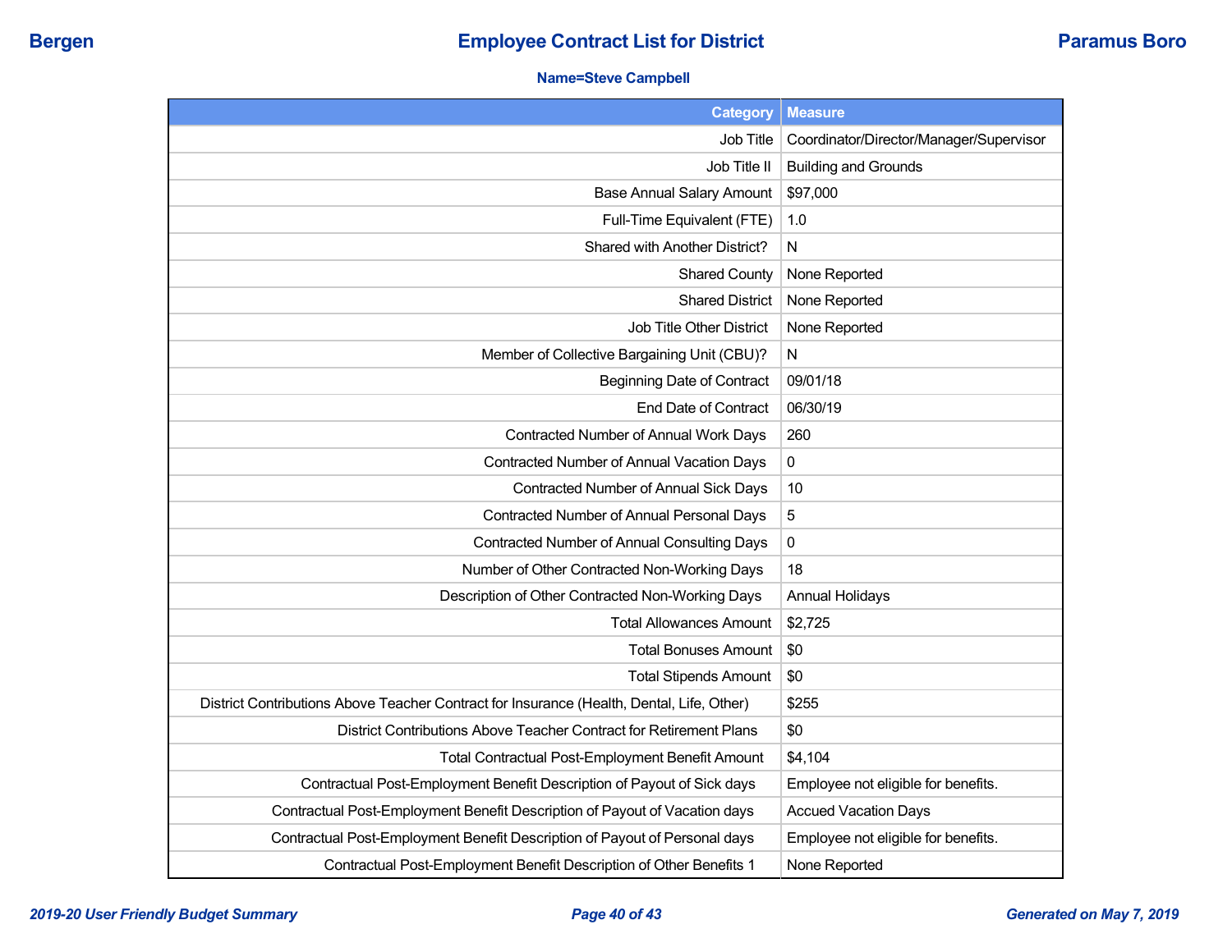**Bergen** | **Employee Contract List for District** | **Paramus Boro**

**Name=Steve Campbell**

| Category | Measure |
|---|---|
| Job Title | Coordinator/Director/Manager/Supervisor |
| Job Title II | Building and Grounds |
| Base Annual Salary Amount | $97,000 |
| Full-Time Equivalent (FTE) | 1.0 |
| Shared with Another District? | N |
| Shared County | None Reported |
| Shared District | None Reported |
| Job Title Other District | None Reported |
| Member of Collective Bargaining Unit (CBU)? | N |
| Beginning Date of Contract | 09/01/18 |
| End Date of Contract | 06/30/19 |
| Contracted Number of Annual Work Days | 260 |
| Contracted Number of Annual Vacation Days | 0 |
| Contracted Number of Annual Sick Days | 10 |
| Contracted Number of Annual Personal Days | 5 |
| Contracted Number of Annual Consulting Days | 0 |
| Number of Other Contracted Non-Working Days | 18 |
| Description of Other Contracted Non-Working Days | Annual Holidays |
| Total Allowances Amount | $2,725 |
| Total Bonuses Amount | $0 |
| Total Stipends Amount | $0 |
| District Contributions Above Teacher Contract for Insurance (Health, Dental, Life, Other) | $255 |
| District Contributions Above Teacher Contract for Retirement Plans | $0 |
| Total Contractual Post-Employment Benefit Amount | $4,104 |
| Contractual Post-Employment Benefit Description of Payout of Sick days | Employee not eligible for benefits. |
| Contractual Post-Employment Benefit Description of Payout of Vacation days | Accued Vacation Days |
| Contractual Post-Employment Benefit Description of Payout of Personal days | Employee not eligible for benefits. |
| Contractual Post-Employment Benefit Description of Other Benefits 1 | None Reported |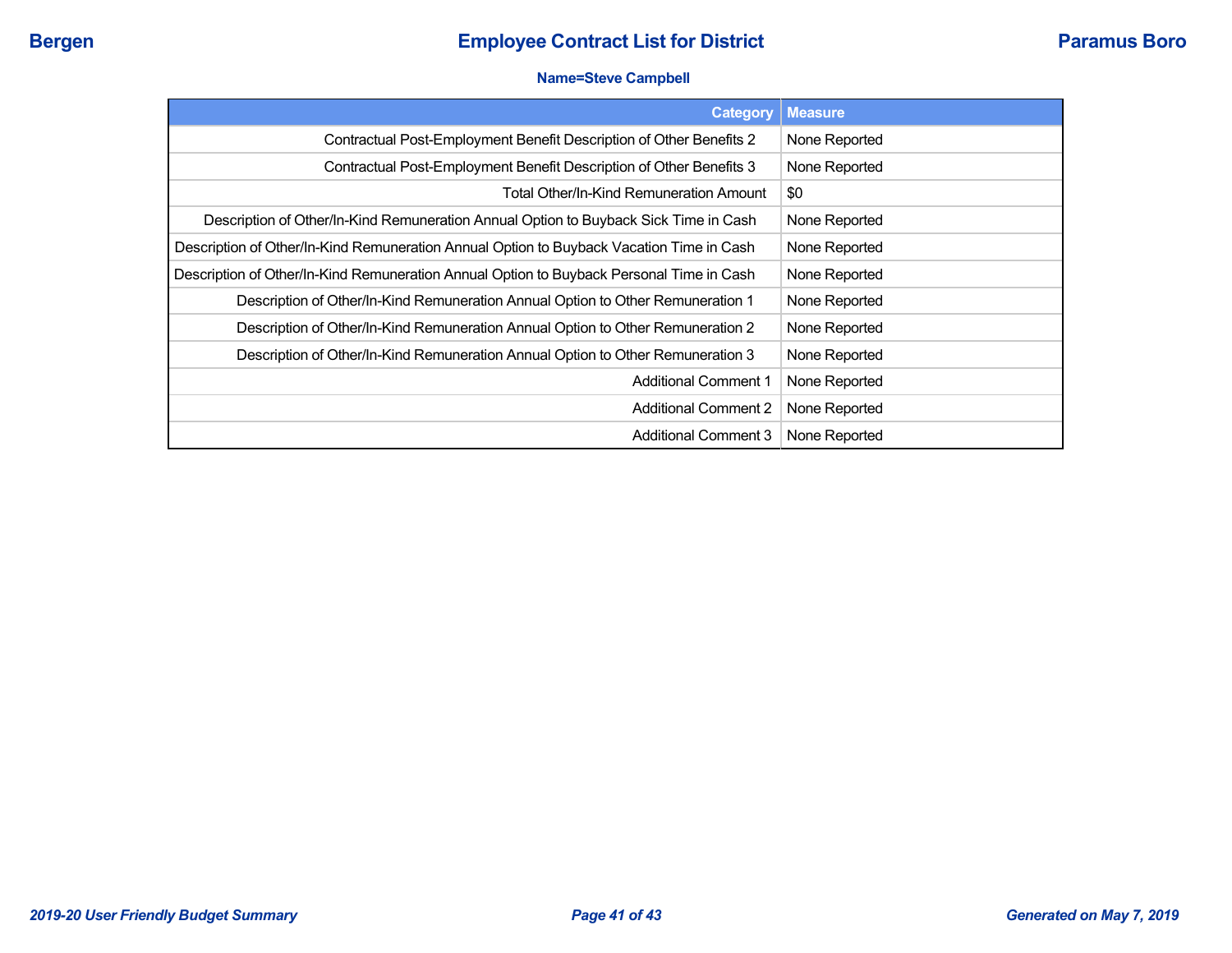# Employee Contract List for District

**Bergen** | **Paramus Boro**

**Name=Steve Campbell**

| Category | Measure |
|---|---|
| Contractual Post-Employment Benefit Description of Other Benefits 2 | None Reported |
| Contractual Post-Employment Benefit Description of Other Benefits 3 | None Reported |
| Total Other/In-Kind Remuneration Amount | $0 |
| Description of Other/In-Kind Remuneration Annual Option to Buyback Sick Time in Cash | None Reported |
| Description of Other/In-Kind Remuneration Annual Option to Buyback Vacation Time in Cash | None Reported |
| Description of Other/In-Kind Remuneration Annual Option to Buyback Personal Time in Cash | None Reported |
| Description of Other/In-Kind Remuneration Annual Option to Other Remuneration 1 | None Reported |
| Description of Other/In-Kind Remuneration Annual Option to Other Remuneration 2 | None Reported |
| Description of Other/In-Kind Remuneration Annual Option to Other Remuneration 3 | None Reported |
| Additional Comment 1 | None Reported |
| Additional Comment 2 | None Reported |
| Additional Comment 3 | None Reported |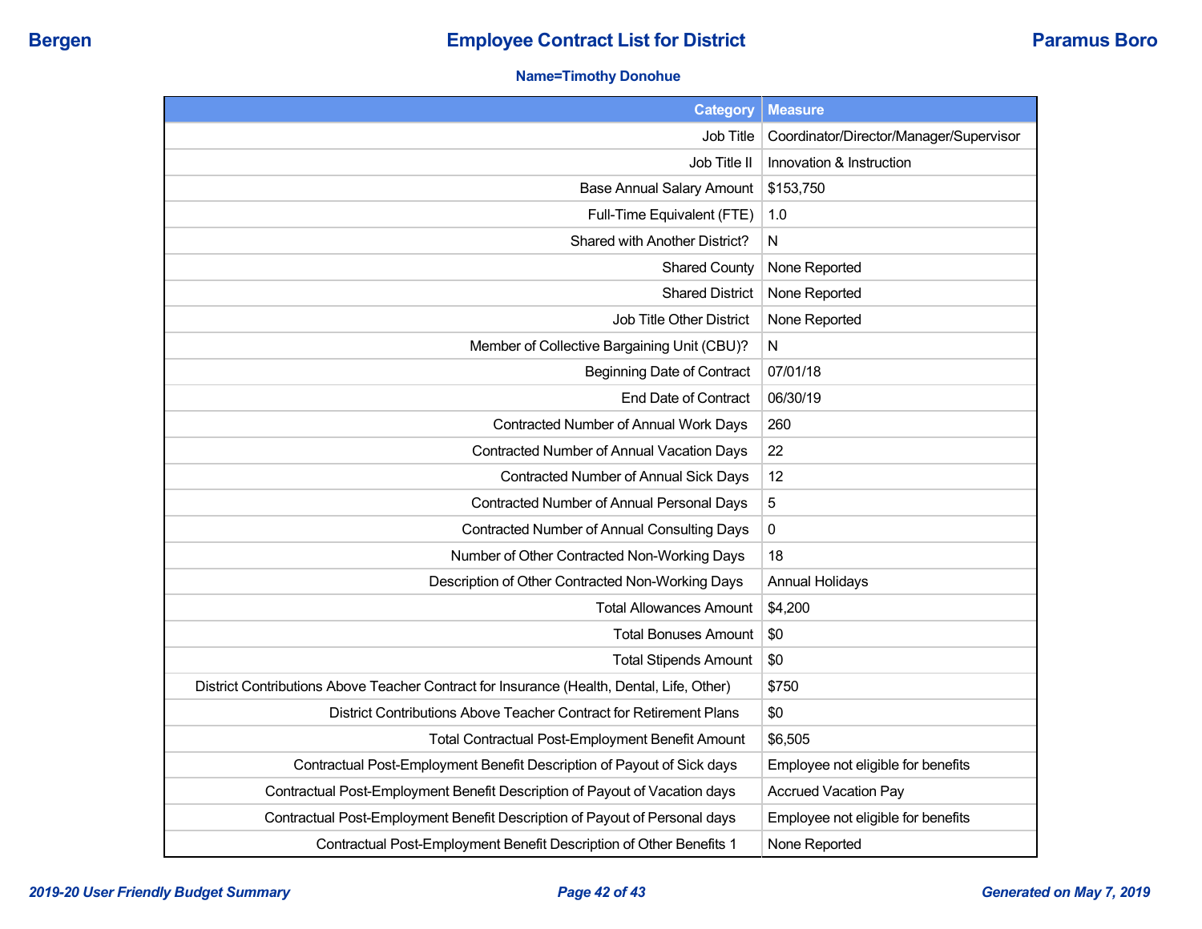**Bergen** | **Employee Contract List for District** | **Paramus Boro**

**Name=Timothy Donohue**

| Category | Measure |
|---|---|
| Job Title | Coordinator/Director/Manager/Supervisor |
| Job Title II | Innovation & Instruction |
| Base Annual Salary Amount | $153,750 |
| Full-Time Equivalent (FTE) | 1.0 |
| Shared with Another District? | N |
| Shared County | None Reported |
| Shared District | None Reported |
| Job Title Other District | None Reported |
| Member of Collective Bargaining Unit (CBU)? | N |
| Beginning Date of Contract | 07/01/18 |
| End Date of Contract | 06/30/19 |
| Contracted Number of Annual Work Days | 260 |
| Contracted Number of Annual Vacation Days | 22 |
| Contracted Number of Annual Sick Days | 12 |
| Contracted Number of Annual Personal Days | 5 |
| Contracted Number of Annual Consulting Days | 0 |
| Number of Other Contracted Non-Working Days | 18 |
| Description of Other Contracted Non-Working Days | Annual Holidays |
| Total Allowances Amount | $4,200 |
| Total Bonuses Amount | $0 |
| Total Stipends Amount | $0 |
| District Contributions Above Teacher Contract for Insurance (Health, Dental, Life, Other) | $750 |
| District Contributions Above Teacher Contract for Retirement Plans | $0 |
| Total Contractual Post-Employment Benefit Amount | $6,505 |
| Contractual Post-Employment Benefit Description of Payout of Sick days | Employee not eligible for benefits |
| Contractual Post-Employment Benefit Description of Payout of Vacation days | Accrued Vacation Pay |
| Contractual Post-Employment Benefit Description of Payout of Personal days | Employee not eligible for benefits |
| Contractual Post-Employment Benefit Description of Other Benefits 1 | None Reported |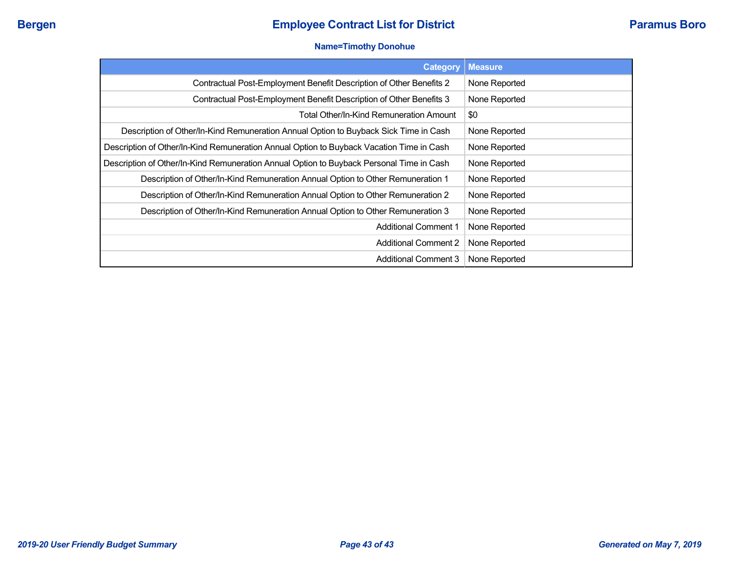**Name=Timothy Donohue**

| Category | Measure |
|---|---|
| Contractual Post-Employment Benefit Description of Other Benefits 2 | None Reported |
| Contractual Post-Employment Benefit Description of Other Benefits 3 | None Reported |
| Total Other/In-Kind Remuneration Amount | $0 |
| Description of Other/In-Kind Remuneration Annual Option to Buyback Sick Time in Cash | None Reported |
| Description of Other/In-Kind Remuneration Annual Option to Buyback Vacation Time in Cash | None Reported |
| Description of Other/In-Kind Remuneration Annual Option to Buyback Personal Time in Cash | None Reported |
| Description of Other/In-Kind Remuneration Annual Option to Other Remuneration 1 | None Reported |
| Description of Other/In-Kind Remuneration Annual Option to Other Remuneration 2 | None Reported |
| Description of Other/In-Kind Remuneration Annual Option to Other Remuneration 3 | None Reported |
| Additional Comment 1 | None Reported |
| Additional Comment 2 | None Reported |
| Additional Comment 3 | None Reported |